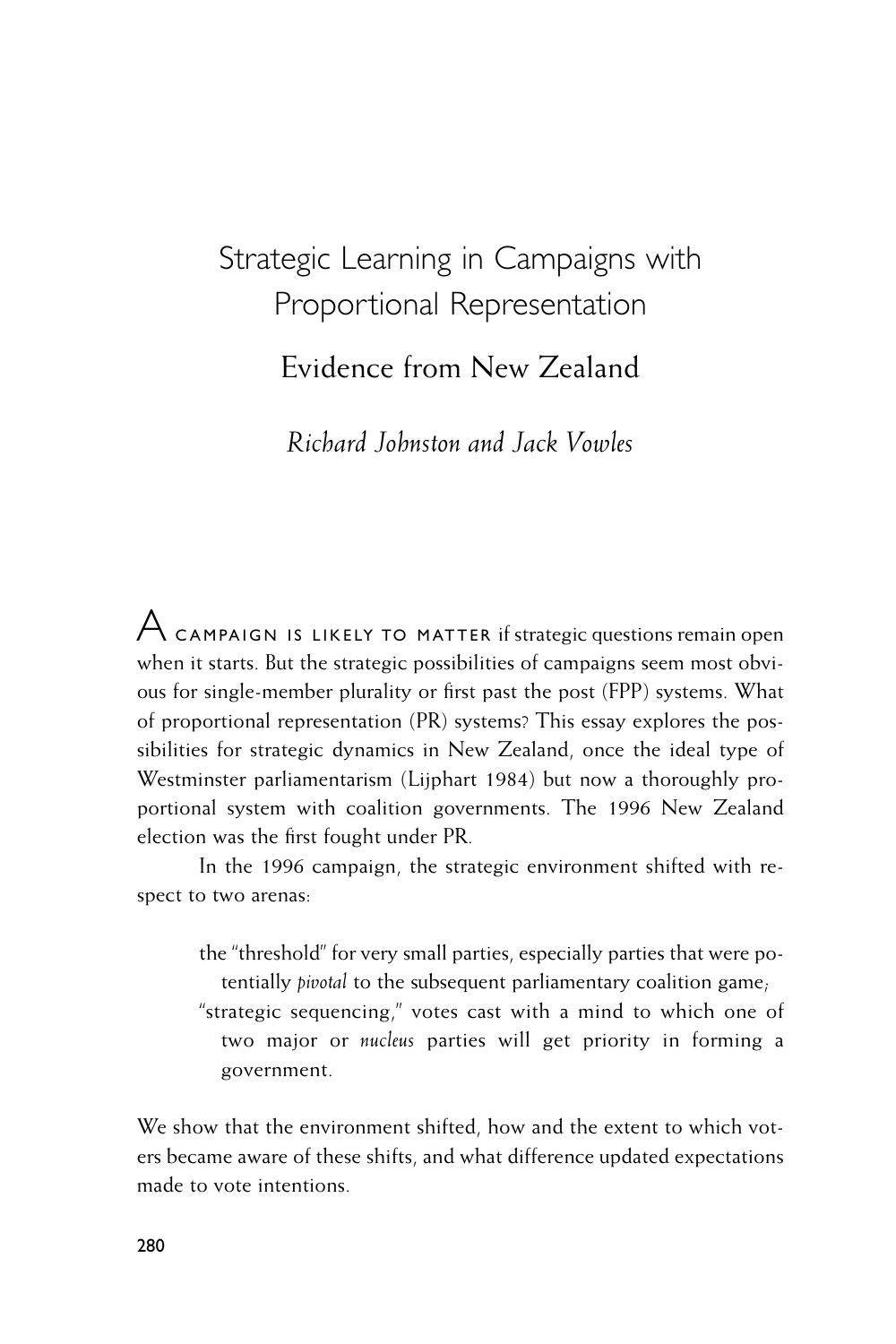# Strategic Learning in Campaigns with Proportional Representation

## Evidence from New Zealand

*Richard Johnston and Jack Vowles*

A CAMPAIGN IS LIKELY TO MATTER if strategic questions remain open when it starts. But the strategic possibilities of campaigns seem most obvious for single-member plurality or first past the post (FPP) systems. What of proportional representation (PR) systems? This essay explores the possibilities for strategic dynamics in New Zealand, once the ideal type of Westminster parliamentarism (Lijphart 1984) but now a thoroughly proportional system with coalition governments. The 1996 New Zealand election was the first fought under PR.

In the 1996 campaign, the strategic environment shifted with respect to two arenas:

- the "threshold" for very small parties, especially parties that were potentially *pivotal* to the subsequent parliamentary coalition game;
- "strategic sequencing," votes cast with a mind to which one of two major or *nucleus* parties will get priority in forming a government.

We show that the environment shifted, how and the extent to which voters became aware of these shifts, and what difference updated expectations made to vote intentions.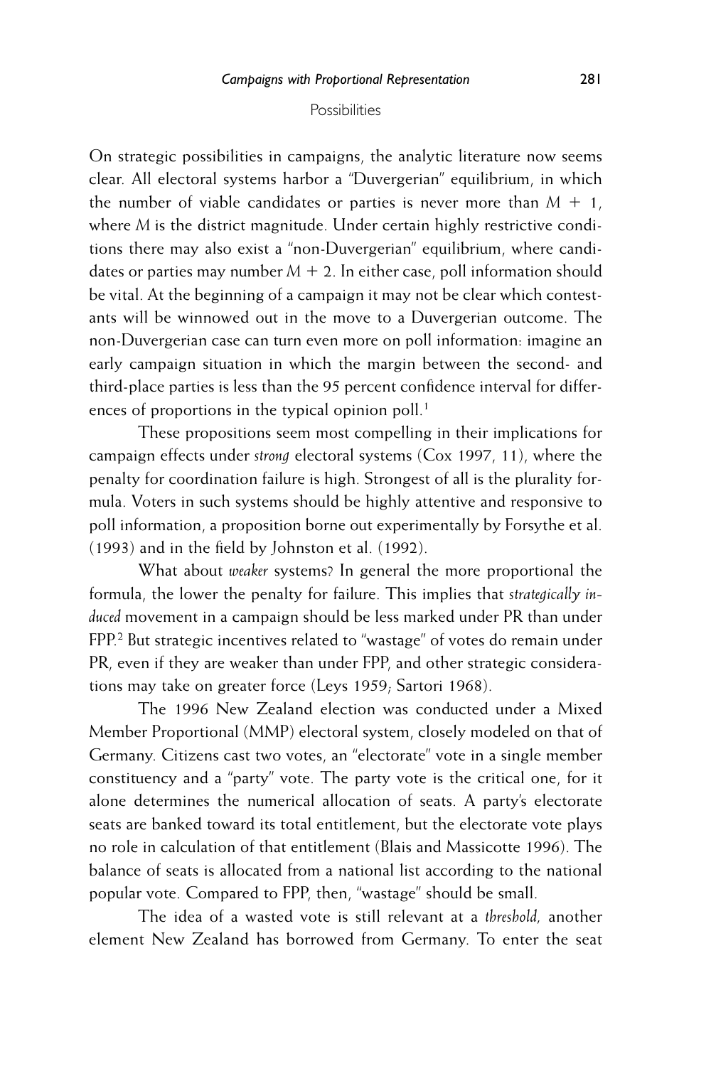## Possibilities

On strategic possibilities in campaigns, the analytic literature now seems clear. All electoral systems harbor a "Duvergerian" equilibrium, in which the number of viable candidates or parties is never more than $M + 1$, where $M$ is the district magnitude. Under certain highly restrictive conditions there may also exist a "non-Duvergerian" equilibrium, where candidates or parties may number $M + 2$. In either case, poll information should be vital. At the beginning of a campaign it may not be clear which contestants will be winnowed out in the move to a Duvergerian outcome. The non-Duvergerian case can turn even more on poll information: imagine an early campaign situation in which the margin between the second- and third-place parties is less than the 95 percent confidence interval for differences of proportions in the typical opinion poll.[1]

These propositions seem most compelling in their implications for campaign effects under *strong* electoral systems (Cox 1997, 11), where the penalty for coordination failure is high. Strongest of all is the plurality formula. Voters in such systems should be highly attentive and responsive to poll information, a proposition borne out experimentally by Forsythe et al. (1993) and in the field by Johnston et al. (1992).

What about *weaker* systems? In general the more proportional the formula, the lower the penalty for failure. This implies that *strategically induced* movement in a campaign should be less marked under PR than under FPP.[2] But strategic incentives related to "wastage" of votes do remain under PR, even if they are weaker than under FPP, and other strategic considerations may take on greater force (Leys 1959; Sartori 1968).

The 1996 New Zealand election was conducted under a Mixed Member Proportional (MMP) electoral system, closely modeled on that of Germany. Citizens cast two votes, an "electorate" vote in a single member constituency and a "party" vote. The party vote is the critical one, for it alone determines the numerical allocation of seats. A party's electorate seats are banked toward its total entitlement, but the electorate vote plays no role in calculation of that entitlement (Blais and Massicotte 1996). The balance of seats is allocated from a national list according to the national popular vote. Compared to FPP, then, "wastage" should be small.

The idea of a wasted vote is still relevant at a *threshold,* another element New Zealand has borrowed from Germany. To enter the seat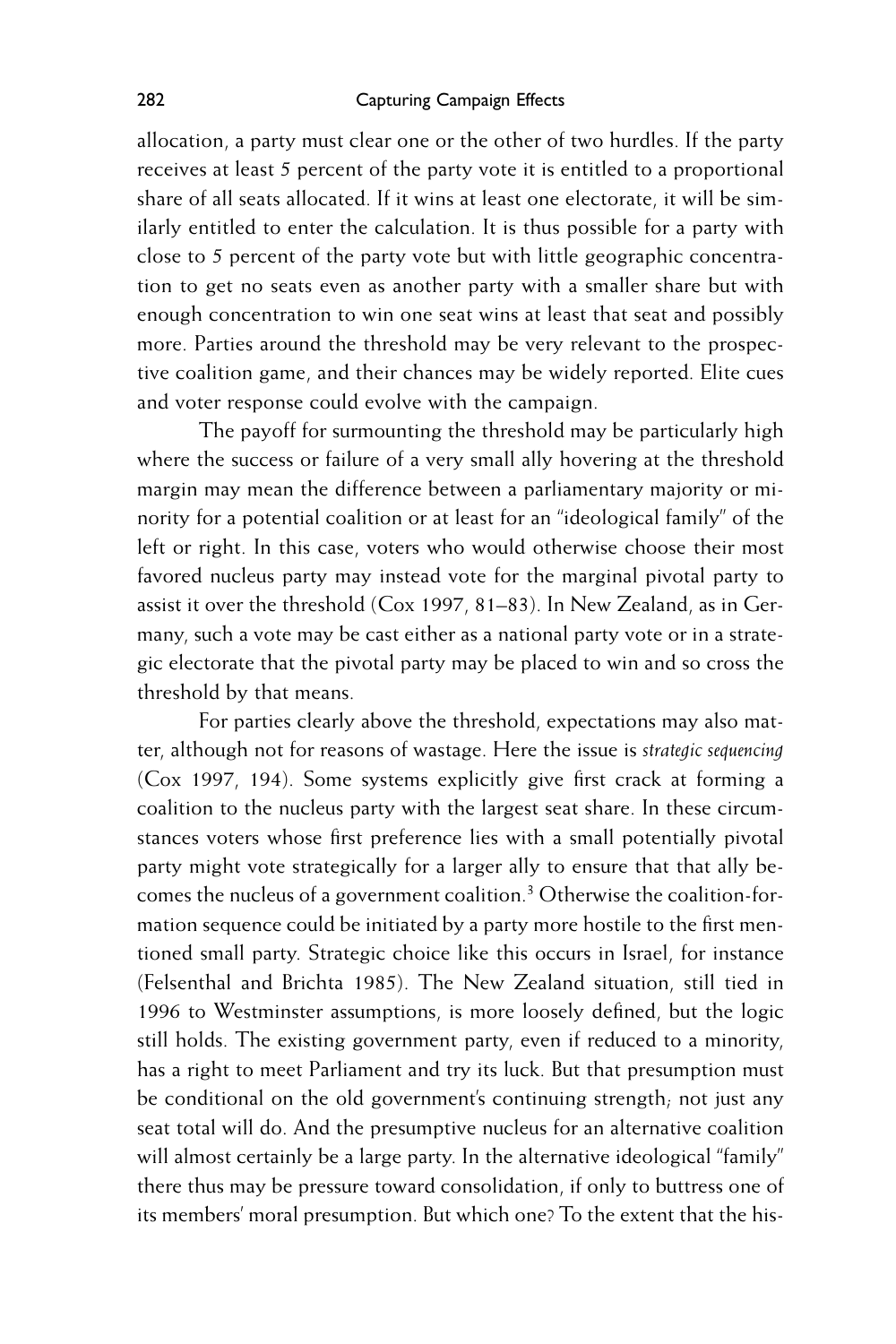allocation, a party must clear one or the other of two hurdles. If the party receives at least 5 percent of the party vote it is entitled to a proportional share of all seats allocated. If it wins at least one electorate, it will be similarly entitled to enter the calculation. It is thus possible for a party with close to 5 percent of the party vote but with little geographic concentration to get no seats even as another party with a smaller share but with enough concentration to win one seat wins at least that seat and possibly more. Parties around the threshold may be very relevant to the prospective coalition game, and their chances may be widely reported. Elite cues and voter response could evolve with the campaign.

The payoff for surmounting the threshold may be particularly high where the success or failure of a very small ally hovering at the threshold margin may mean the difference between a parliamentary majority or minority for a potential coalition or at least for an "ideological family" of the left or right. In this case, voters who would otherwise choose their most favored nucleus party may instead vote for the marginal pivotal party to assist it over the threshold (Cox 1997, 81–83). In New Zealand, as in Germany, such a vote may be cast either as a national party vote or in a strategic electorate that the pivotal party may be placed to win and so cross the threshold by that means.

For parties clearly above the threshold, expectations may also matter, although not for reasons of wastage. Here the issue is *strategic sequencing* (Cox 1997, 194). Some systems explicitly give first crack at forming a coalition to the nucleus party with the largest seat share. In these circumstances voters whose first preference lies with a small potentially pivotal party might vote strategically for a larger ally to ensure that that ally becomes the nucleus of a government coalition.[3] Otherwise the coalition-formation sequence could be initiated by a party more hostile to the first mentioned small party. Strategic choice like this occurs in Israel, for instance (Felsenthal and Brichta 1985). The New Zealand situation, still tied in 1996 to Westminster assumptions, is more loosely defined, but the logic still holds. The existing government party, even if reduced to a minority, has a right to meet Parliament and try its luck. But that presumption must be conditional on the old government's continuing strength; not just any seat total will do. And the presumptive nucleus for an alternative coalition will almost certainly be a large party. In the alternative ideological "family" there thus may be pressure toward consolidation, if only to buttress one of its members' moral presumption. But which one? To the extent that the his-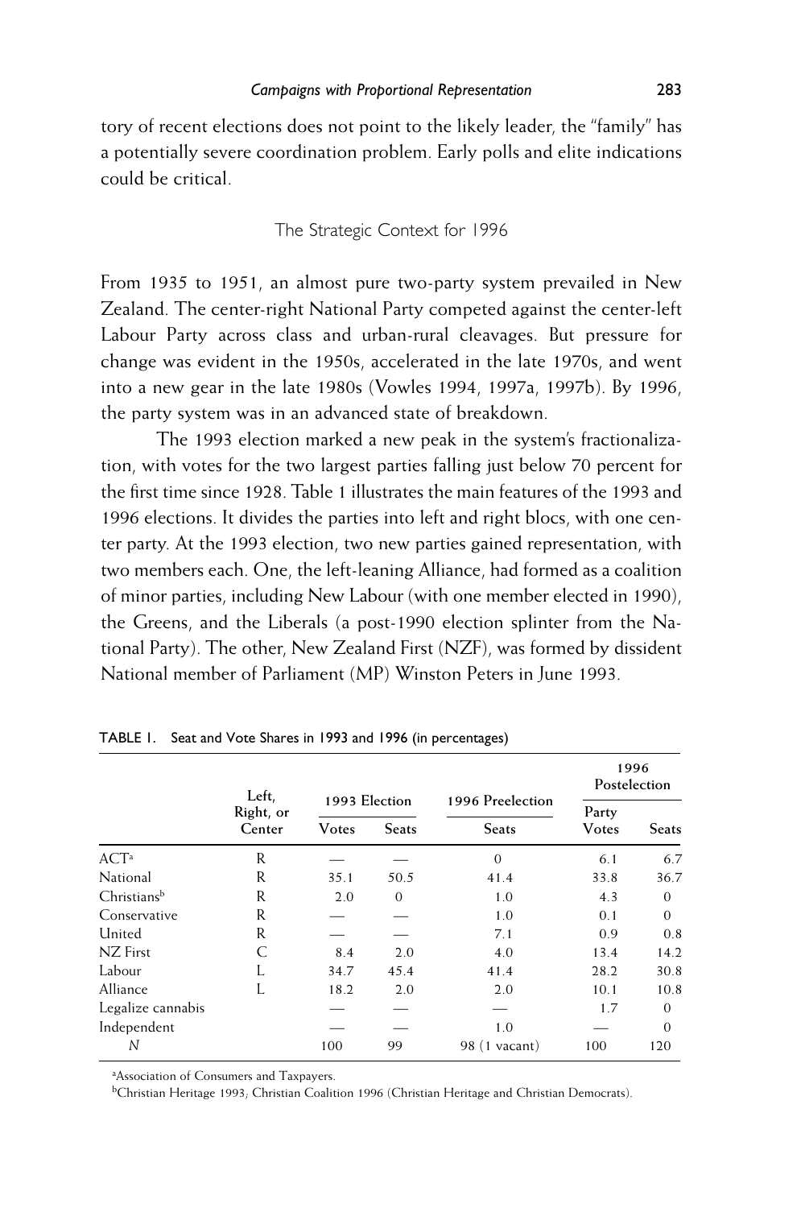tory of recent elections does not point to the likely leader, the "family" has a potentially severe coordination problem. Early polls and elite indications could be critical.

## The Strategic Context for 1996

From 1935 to 1951, an almost pure two-party system prevailed in New Zealand. The center-right National Party competed against the center-left Labour Party across class and urban-rural cleavages. But pressure for change was evident in the 1950s, accelerated in the late 1970s, and went into a new gear in the late 1980s (Vowles 1994, 1997a, 1997b). By 1996, the party system was in an advanced state of breakdown.

The 1993 election marked a new peak in the system's fractionalization, with votes for the two largest parties falling just below 70 percent for the first time since 1928. Table 1 illustrates the main features of the 1993 and 1996 elections. It divides the parties into left and right blocs, with one center party. At the 1993 election, two new parties gained representation, with two members each. One, the left-leaning Alliance, had formed as a coalition of minor parties, including New Labour (with one member elected in 1990), the Greens, and the Liberals (a post-1990 election splinter from the National Party). The other, New Zealand First (NZF), was formed by dissident National member of Parliament (MP) Winston Peters in June 1993.

TABLE 1. Seat and Vote Shares in 1993 and 1996 (in percentages)

| | Left, Right, or Center | 1993 Election | | 1996 Preelection | 1996 Postelection | |
|---|---|---|---|---|---|---|
| | | Votes | Seats | Seats | Party Votes | Seats |
| ACT[a] | R | — | — | 0 | 6.1 | 6.7 |
| National | R | 35.1 | 50.5 | 41.4 | 33.8 | 36.7 |
| Christians[b] | R | 2.0 | 0 | 1.0 | 4.3 | 0 |
| Conservative | R | — | — | 1.0 | 0.1 | 0 |
| United | R | — | — | 7.1 | 0.9 | 0.8 |
| NZ First | C | 8.4 | 2.0 | 4.0 | 13.4 | 14.2 |
| Labour | L | 34.7 | 45.4 | 41.4 | 28.2 | 30.8 |
| Alliance | L | 18.2 | 2.0 | 2.0 | 10.1 | 10.8 |
| Legalize cannabis | | — | — | — | 1.7 | 0 |
| Independent | | — | — | 1.0 | — | 0 |
| *N* | | 100 | 99 | 98 (1 vacant) | 100 | 120 |

[a]Association of Consumers and Taxpayers.

[b]Christian Heritage 1993; Christian Coalition 1996 (Christian Heritage and Christian Democrats).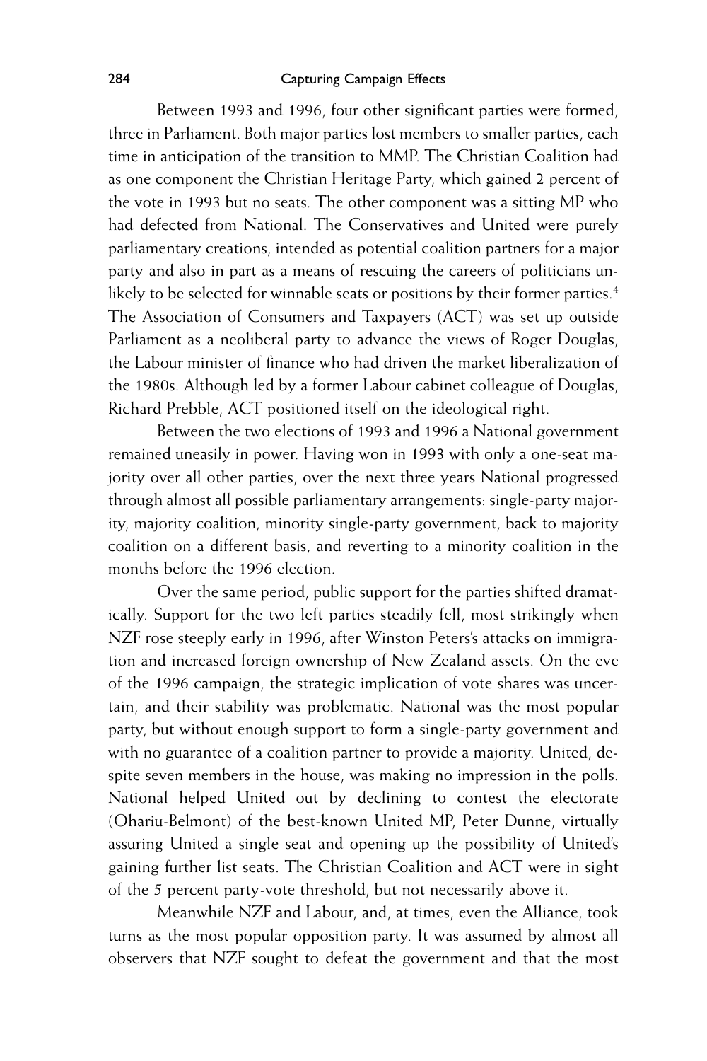Between 1993 and 1996, four other significant parties were formed, three in Parliament. Both major parties lost members to smaller parties, each time in anticipation of the transition to MMP. The Christian Coalition had as one component the Christian Heritage Party, which gained 2 percent of the vote in 1993 but no seats. The other component was a sitting MP who had defected from National. The Conservatives and United were purely parliamentary creations, intended as potential coalition partners for a major party and also in part as a means of rescuing the careers of politicians unlikely to be selected for winnable seats or positions by their former parties.[4] The Association of Consumers and Taxpayers (ACT) was set up outside Parliament as a neoliberal party to advance the views of Roger Douglas, the Labour minister of finance who had driven the market liberalization of the 1980s. Although led by a former Labour cabinet colleague of Douglas, Richard Prebble, ACT positioned itself on the ideological right.

Between the two elections of 1993 and 1996 a National government remained uneasily in power. Having won in 1993 with only a one-seat majority over all other parties, over the next three years National progressed through almost all possible parliamentary arrangements: single-party majority, majority coalition, minority single-party government, back to majority coalition on a different basis, and reverting to a minority coalition in the months before the 1996 election.

Over the same period, public support for the parties shifted dramatically. Support for the two left parties steadily fell, most strikingly when NZF rose steeply early in 1996, after Winston Peters's attacks on immigration and increased foreign ownership of New Zealand assets. On the eve of the 1996 campaign, the strategic implication of vote shares was uncertain, and their stability was problematic. National was the most popular party, but without enough support to form a single-party government and with no guarantee of a coalition partner to provide a majority. United, despite seven members in the house, was making no impression in the polls. National helped United out by declining to contest the electorate (Ohariu-Belmont) of the best-known United MP, Peter Dunne, virtually assuring United a single seat and opening up the possibility of United's gaining further list seats. The Christian Coalition and ACT were in sight of the 5 percent party-vote threshold, but not necessarily above it.

Meanwhile NZF and Labour, and, at times, even the Alliance, took turns as the most popular opposition party. It was assumed by almost all observers that NZF sought to defeat the government and that the most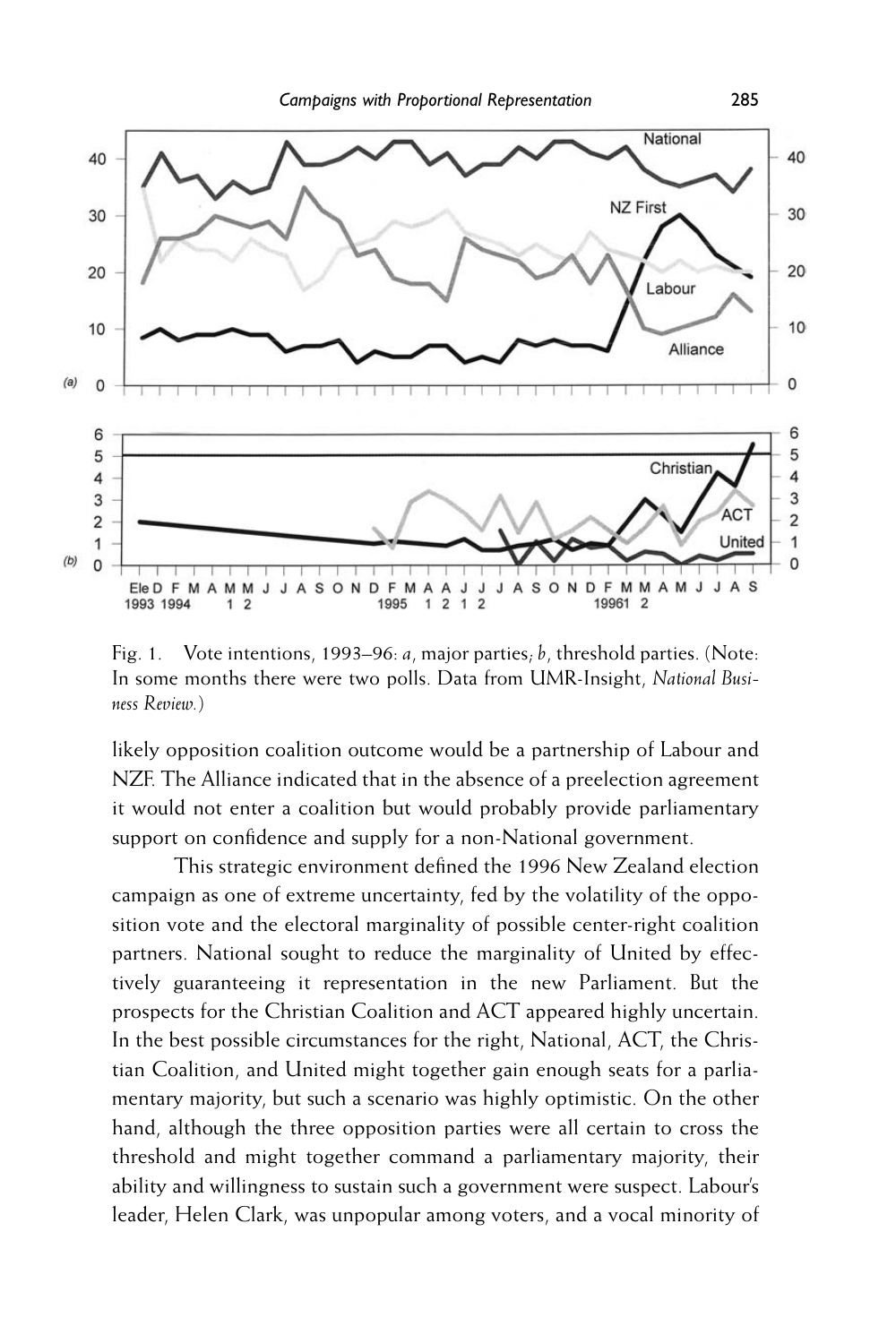Fig. 1. Vote intentions, 1993–96: *a*, major parties; *b*, threshold parties. (Note: In some months there were two polls. Data from UMR-Insight, *National Business Review*.)

likely opposition coalition outcome would be a partnership of Labour and NZF. The Alliance indicated that in the absence of a preelection agreement it would not enter a coalition but would probably provide parliamentary support on confidence and supply for a non-National government.

This strategic environment defined the 1996 New Zealand election campaign as one of extreme uncertainty, fed by the volatility of the opposition vote and the electoral marginality of possible center-right coalition partners. National sought to reduce the marginality of United by effectively guaranteeing it representation in the new Parliament. But the prospects for the Christian Coalition and ACT appeared highly uncertain. In the best possible circumstances for the right, National, ACT, the Christian Coalition, and United might together gain enough seats for a parliamentary majority, but such a scenario was highly optimistic. On the other hand, although the three opposition parties were all certain to cross the threshold and might together command a parliamentary majority, their ability and willingness to sustain such a government were suspect. Labour's leader, Helen Clark, was unpopular among voters, and a vocal minority of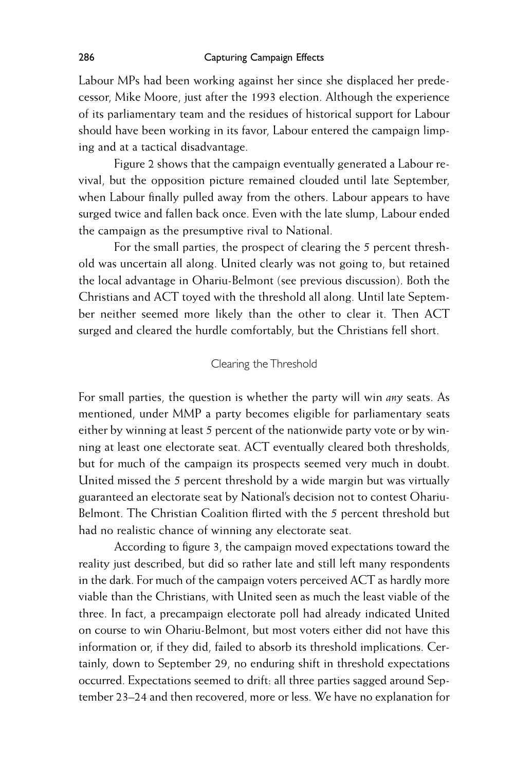Labour MPs had been working against her since she displaced her predecessor, Mike Moore, just after the 1993 election. Although the experience of its parliamentary team and the residues of historical support for Labour should have been working in its favor, Labour entered the campaign limping and at a tactical disadvantage.

Figure 2 shows that the campaign eventually generated a Labour revival, but the opposition picture remained clouded until late September, when Labour finally pulled away from the others. Labour appears to have surged twice and fallen back once. Even with the late slump, Labour ended the campaign as the presumptive rival to National.

For the small parties, the prospect of clearing the 5 percent threshold was uncertain all along. United clearly was not going to, but retained the local advantage in Ohariu-Belmont (see previous discussion). Both the Christians and ACT toyed with the threshold all along. Until late September neither seemed more likely than the other to clear it. Then ACT surged and cleared the hurdle comfortably, but the Christians fell short.

## Clearing the Threshold

For small parties, the question is whether the party will win *any* seats. As mentioned, under MMP a party becomes eligible for parliamentary seats either by winning at least 5 percent of the nationwide party vote or by winning at least one electorate seat. ACT eventually cleared both thresholds, but for much of the campaign its prospects seemed very much in doubt. United missed the 5 percent threshold by a wide margin but was virtually guaranteed an electorate seat by National's decision not to contest Ohariu-Belmont. The Christian Coalition flirted with the 5 percent threshold but had no realistic chance of winning any electorate seat.

According to figure 3, the campaign moved expectations toward the reality just described, but did so rather late and still left many respondents in the dark. For much of the campaign voters perceived ACT as hardly more viable than the Christians, with United seen as much the least viable of the three. In fact, a precampaign electorate poll had already indicated United on course to win Ohariu-Belmont, but most voters either did not have this information or, if they did, failed to absorb its threshold implications. Certainly, down to September 29, no enduring shift in threshold expectations occurred. Expectations seemed to drift: all three parties sagged around September 23–24 and then recovered, more or less. We have no explanation for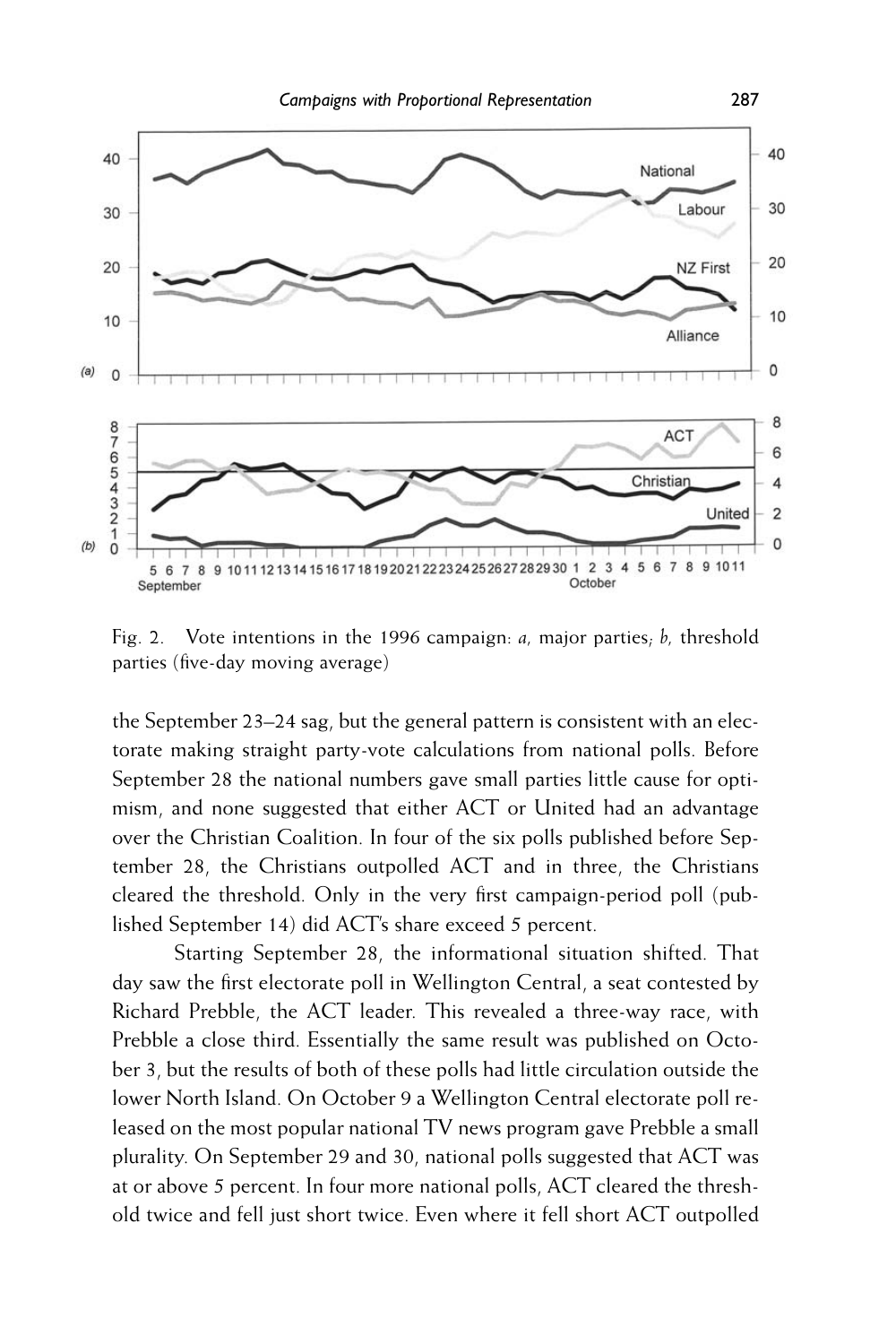Fig. 2. Vote intentions in the 1996 campaign: *a,* major parties; *b,* threshold parties (five-day moving average)

the September 23–24 sag, but the general pattern is consistent with an electorate making straight party-vote calculations from national polls. Before September 28 the national numbers gave small parties little cause for optimism, and none suggested that either ACT or United had an advantage over the Christian Coalition. In four of the six polls published before September 28, the Christians outpolled ACT and in three, the Christians cleared the threshold. Only in the very first campaign-period poll (published September 14) did ACT's share exceed 5 percent.

Starting September 28, the informational situation shifted. That day saw the first electorate poll in Wellington Central, a seat contested by Richard Prebble, the ACT leader. This revealed a three-way race, with Prebble a close third. Essentially the same result was published on October 3, but the results of both of these polls had little circulation outside the lower North Island. On October 9 a Wellington Central electorate poll released on the most popular national TV news program gave Prebble a small plurality. On September 29 and 30, national polls suggested that ACT was at or above 5 percent. In four more national polls, ACT cleared the threshold twice and fell just short twice. Even where it fell short ACT outpolled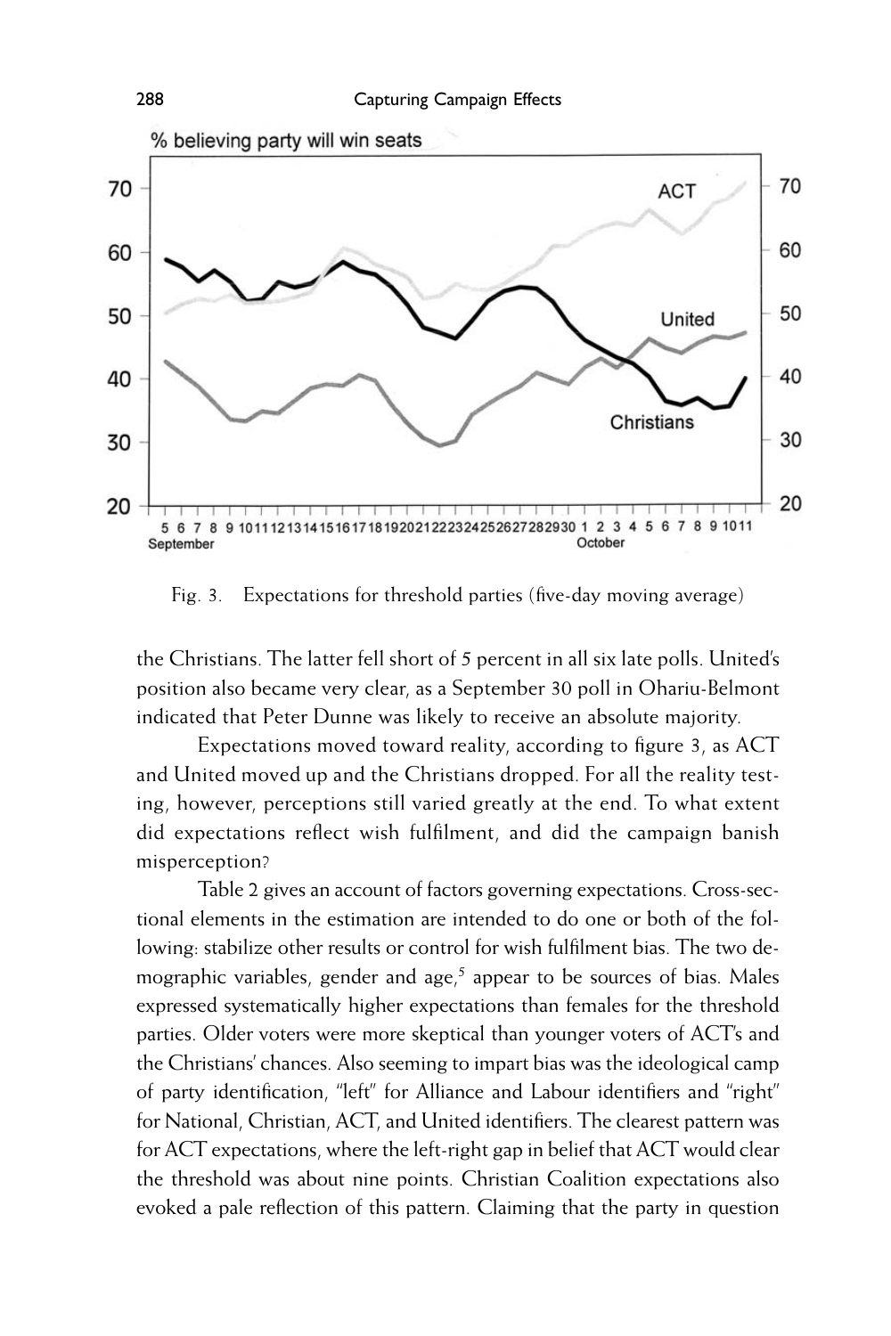Fig. 3. Expectations for threshold parties (five-day moving average)

the Christians. The latter fell short of 5 percent in all six late polls. United's position also became very clear, as a September 30 poll in Ohariu-Belmont indicated that Peter Dunne was likely to receive an absolute majority.

Expectations moved toward reality, according to figure 3, as ACT and United moved up and the Christians dropped. For all the reality testing, however, perceptions still varied greatly at the end. To what extent did expectations reflect wish fulfilment, and did the campaign banish misperception?

Table 2 gives an account of factors governing expectations. Cross-sectional elements in the estimation are intended to do one or both of the following: stabilize other results or control for wish fulfilment bias. The two demographic variables, gender and age,[5] appear to be sources of bias. Males expressed systematically higher expectations than females for the threshold parties. Older voters were more skeptical than younger voters of ACT's and the Christians' chances. Also seeming to impart bias was the ideological camp of party identification, "left" for Alliance and Labour identifiers and "right" for National, Christian, ACT, and United identifiers. The clearest pattern was for ACT expectations, where the left-right gap in belief that ACT would clear the threshold was about nine points. Christian Coalition expectations also evoked a pale reflection of this pattern. Claiming that the party in question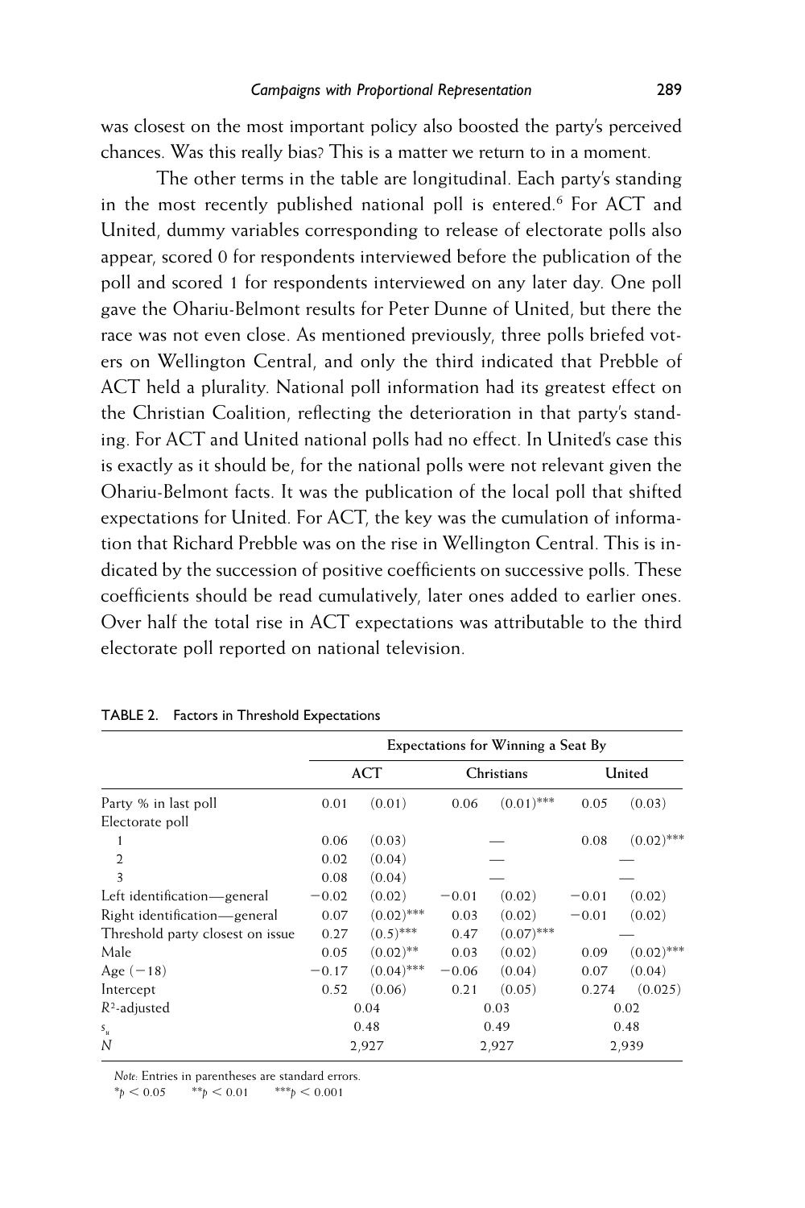was closest on the most important policy also boosted the party's perceived chances. Was this really bias? This is a matter we return to in a moment.

The other terms in the table are longitudinal. Each party's standing in the most recently published national poll is entered.[6] For ACT and United, dummy variables corresponding to release of electorate polls also appear, scored 0 for respondents interviewed before the publication of the poll and scored 1 for respondents interviewed on any later day. One poll gave the Ohariu-Belmont results for Peter Dunne of United, but there the race was not even close. As mentioned previously, three polls briefed voters on Wellington Central, and only the third indicated that Prebble of ACT held a plurality. National poll information had its greatest effect on the Christian Coalition, reflecting the deterioration in that party's standing. For ACT and United national polls had no effect. In United's case this is exactly as it should be, for the national polls were not relevant given the Ohariu-Belmont facts. It was the publication of the local poll that shifted expectations for United. For ACT, the key was the cumulation of information that Richard Prebble was on the rise in Wellington Central. This is indicated by the succession of positive coefficients on successive polls. These coefficients should be read cumulatively, later ones added to earlier ones. Over half the total rise in ACT expectations was attributable to the third electorate poll reported on national television.

TABLE 2. Factors in Threshold Expectations

| | Expectations for Winning a Seat By | | | | | |
|---|---|---|---|---|---|---|
| | ACT | | Christians | | United | |
| Party % in last poll | 0.01 | (0.01) | 0.06 | (0.01)*** | 0.05 | (0.03) |
| Electorate poll | | | | | | |
| 1 | 0.06 | (0.03) | | — | 0.08 | (0.02)*** |
| 2 | 0.02 | (0.04) | | — | | — |
| 3 | 0.08 | (0.04) | | — | | — |
| Left identification—general | −0.02 | (0.02) | −0.01 | (0.02) | −0.01 | (0.02) |
| Right identification—general | 0.07 | (0.02)*** | 0.03 | (0.02) | −0.01 | (0.02) |
| Threshold party closest on issue | 0.27 | (0.5)*** | 0.47 | (0.07)*** | | — |
| Male | 0.05 | (0.02)** | 0.03 | (0.02) | 0.09 | (0.02)*** |
| Age (−18) | −0.17 | (0.04)*** | −0.06 | (0.04) | 0.07 | (0.04) |
| Intercept | 0.52 | (0.06) | 0.21 | (0.05) | 0.274 | (0.025) |
| $R^2$-adjusted | 0.04 | | 0.03 | | 0.02 | |
| $s_u$ | 0.48 | | 0.49 | | 0.48 | |
| $N$ | 2,927 | | 2,927 | | 2,939 | |

*Note:* Entries in parentheses are standard errors.
*$p < 0.05$ **$p < 0.01$ ***$p < 0.001$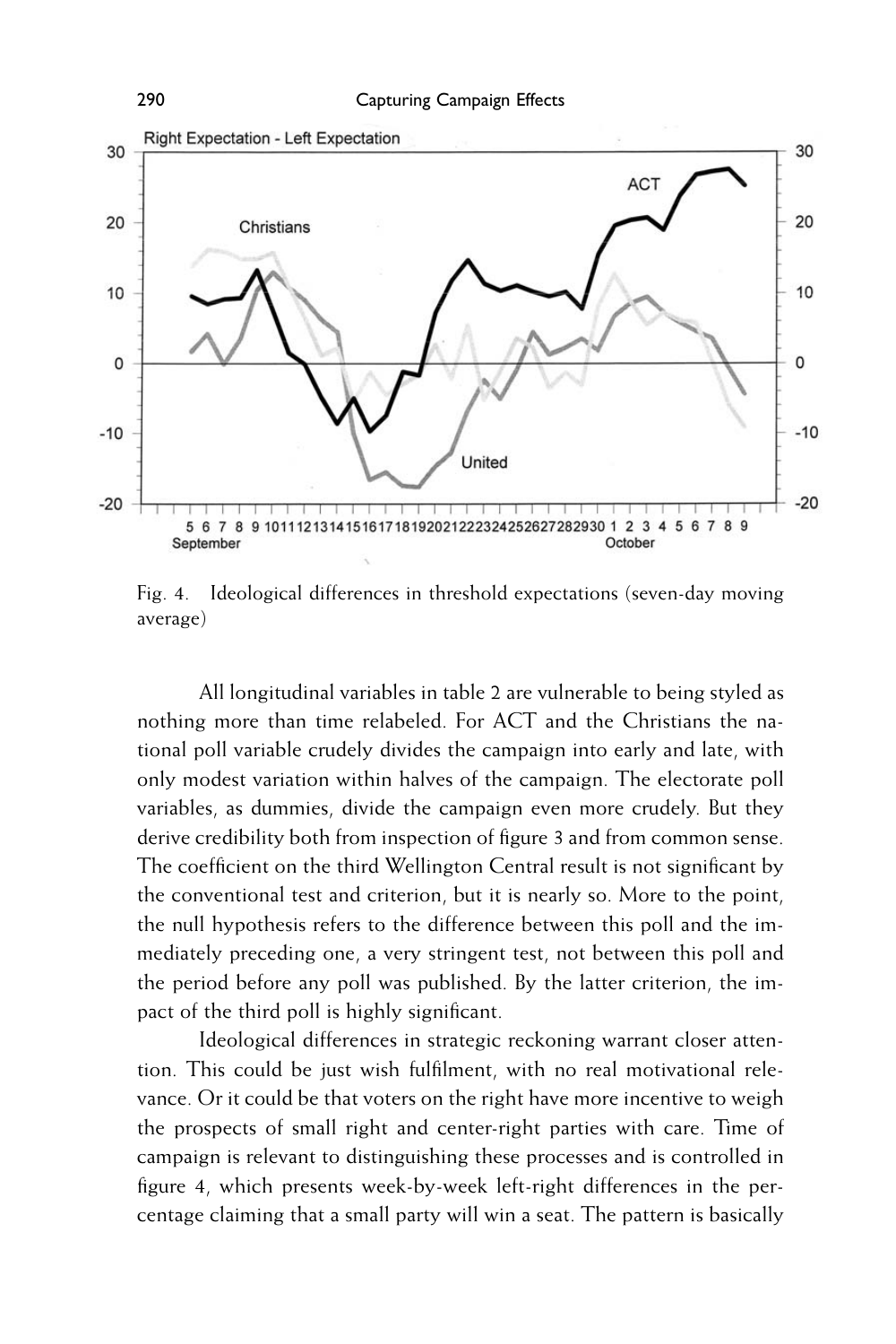Fig. 4. Ideological differences in threshold expectations (seven-day moving average)

All longitudinal variables in table 2 are vulnerable to being styled as nothing more than time relabeled. For ACT and the Christians the national poll variable crudely divides the campaign into early and late, with only modest variation within halves of the campaign. The electorate poll variables, as dummies, divide the campaign even more crudely. But they derive credibility both from inspection of figure 3 and from common sense. The coefficient on the third Wellington Central result is not significant by the conventional test and criterion, but it is nearly so. More to the point, the null hypothesis refers to the difference between this poll and the immediately preceding one, a very stringent test, not between this poll and the period before any poll was published. By the latter criterion, the impact of the third poll is highly significant.

Ideological differences in strategic reckoning warrant closer attention. This could be just wish fulfilment, with no real motivational relevance. Or it could be that voters on the right have more incentive to weigh the prospects of small right and center-right parties with care. Time of campaign is relevant to distinguishing these processes and is controlled in figure 4, which presents week-by-week left-right differences in the percentage claiming that a small party will win a seat. The pattern is basically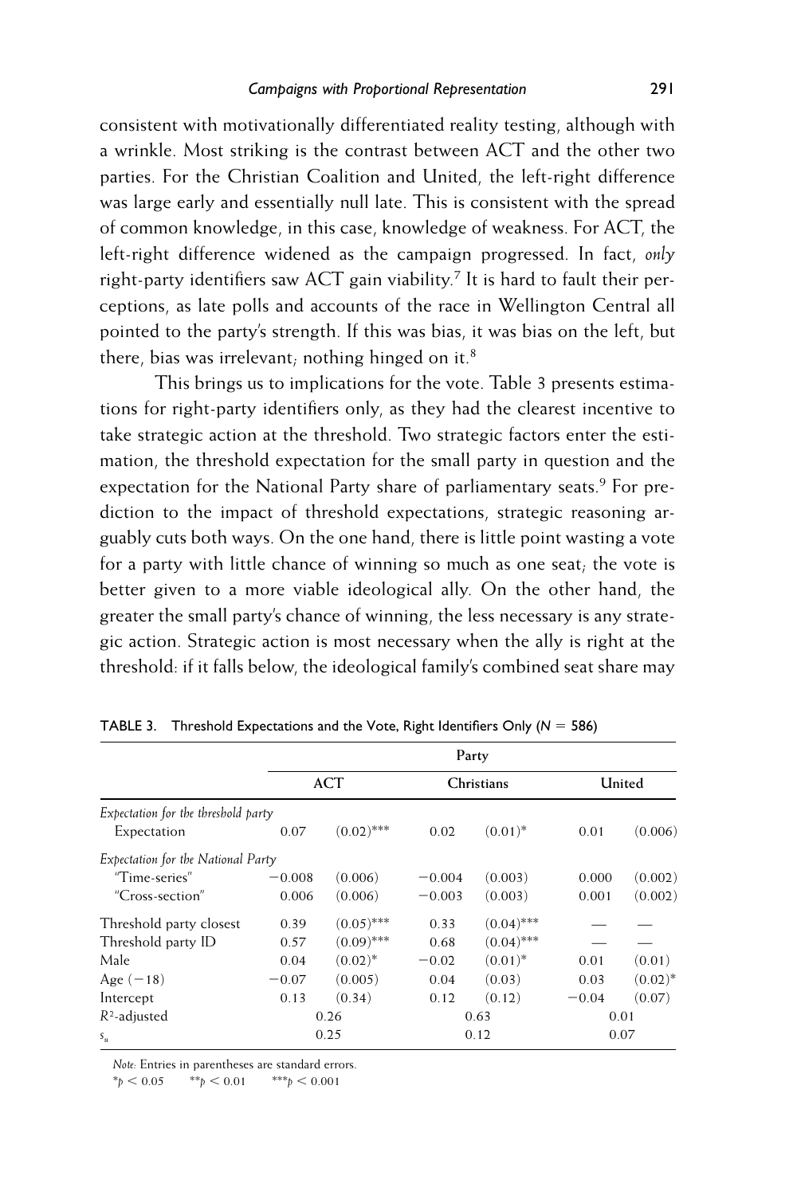consistent with motivationally differentiated reality testing, although with a wrinkle. Most striking is the contrast between ACT and the other two parties. For the Christian Coalition and United, the left-right difference was large early and essentially null late. This is consistent with the spread of common knowledge, in this case, knowledge of weakness. For ACT, the left-right difference widened as the campaign progressed. In fact, *only* right-party identifiers saw ACT gain viability.[7] It is hard to fault their perceptions, as late polls and accounts of the race in Wellington Central all pointed to the party's strength. If this was bias, it was bias on the left, but there, bias was irrelevant; nothing hinged on it.[8]

This brings us to implications for the vote. Table 3 presents estimations for right-party identifiers only, as they had the clearest incentive to take strategic action at the threshold. Two strategic factors enter the estimation, the threshold expectation for the small party in question and the expectation for the National Party share of parliamentary seats.[9] For prediction to the impact of threshold expectations, strategic reasoning arguably cuts both ways. On the one hand, there is little point wasting a vote for a party with little chance of winning so much as one seat; the vote is better given to a more viable ideological ally. On the other hand, the greater the small party's chance of winning, the less necessary is any strategic action. Strategic action is most necessary when the ally is right at the threshold: if it falls below, the ideological family's combined seat share may

TABLE 3. Threshold Expectations and the Vote, Right Identifiers Only ($N = 586$)

| | Party | | | | | |
|---|---|---|---|---|---|---|
| | ACT | | Christians | | United | |
| *Expectation for the threshold party* | | | | | | |
| Expectation | 0.07 | (0.02)*** | 0.02 | (0.01)* | 0.01 | (0.006) |
| *Expectation for the National Party* | | | | | | |
| "Time-series" | −0.008 | (0.006) | −0.004 | (0.003) | 0.000 | (0.002) |
| "Cross-section" | 0.006 | (0.006) | −0.003 | (0.003) | 0.001 | (0.002) |
| Threshold party closest | 0.39 | (0.05)*** | 0.33 | (0.04)*** | — | — |
| Threshold party ID | 0.57 | (0.09)*** | 0.68 | (0.04)*** | — | — |
| Male | 0.04 | (0.02)* | −0.02 | (0.01)* | 0.01 | (0.01) |
| Age (−18) | −0.07 | (0.005) | 0.04 | (0.03) | 0.03 | (0.02)* |
| Intercept | 0.13 | (0.34) | 0.12 | (0.12) | −0.04 | (0.07) |
| $R^2$-adjusted | 0.26 | | 0.63 | | 0.01 | |
| $s_u$ | 0.25 | | 0.12 | | 0.07 | |

*Note:* Entries in parentheses are standard errors.

*$p < 0.05$ **$p < 0.01$ ***$p < 0.001$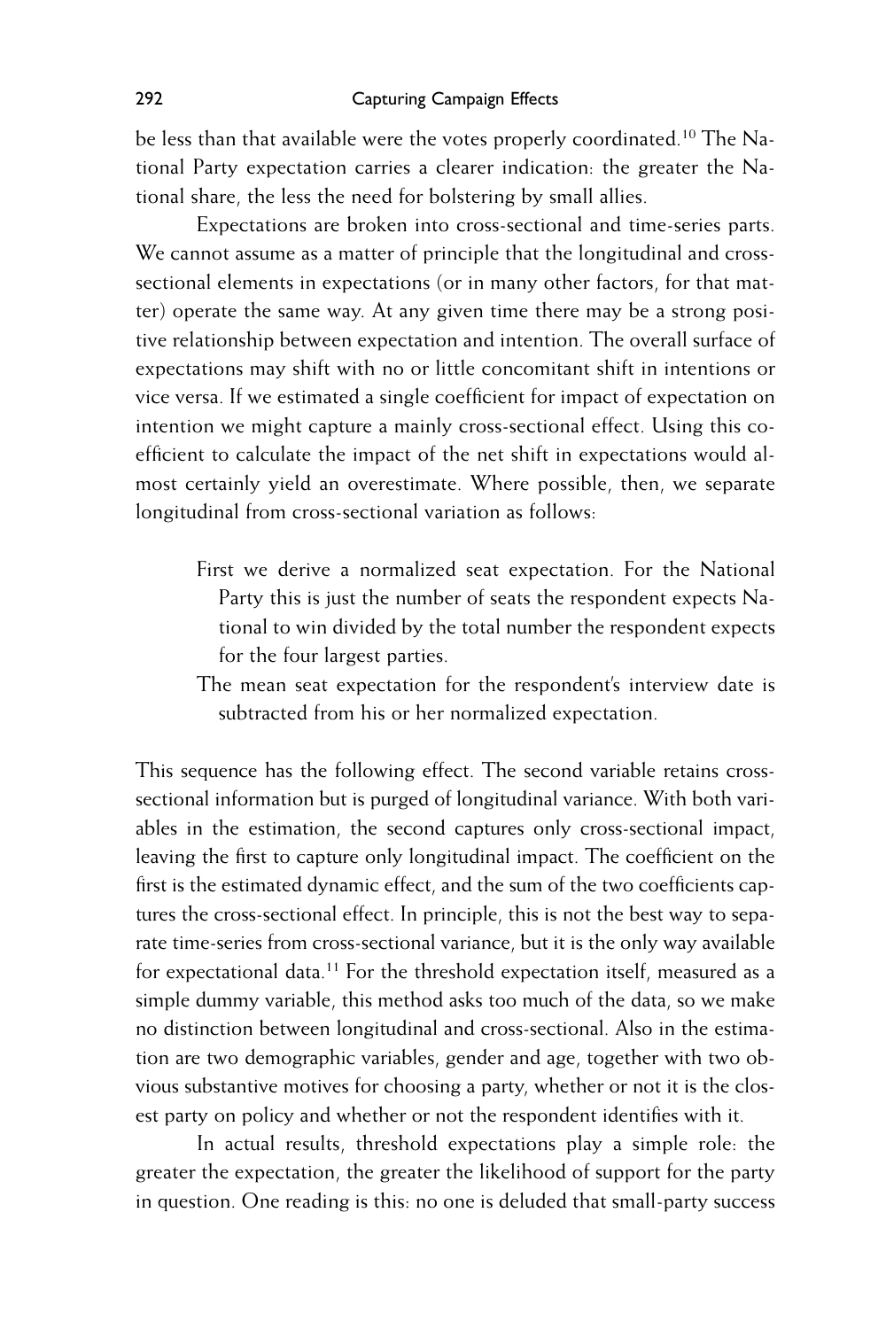be less than that available were the votes properly coordinated.[10] The National Party expectation carries a clearer indication: the greater the National share, the less the need for bolstering by small allies.

Expectations are broken into cross-sectional and time-series parts. We cannot assume as a matter of principle that the longitudinal and cross-sectional elements in expectations (or in many other factors, for that matter) operate the same way. At any given time there may be a strong positive relationship between expectation and intention. The overall surface of expectations may shift with no or little concomitant shift in intentions or vice versa. If we estimated a single coefficient for impact of expectation on intention we might capture a mainly cross-sectional effect. Using this coefficient to calculate the impact of the net shift in expectations would almost certainly yield an overestimate. Where possible, then, we separate longitudinal from cross-sectional variation as follows:

> First we derive a normalized seat expectation. For the National Party this is just the number of seats the respondent expects National to win divided by the total number the respondent expects for the four largest parties.
>
> The mean seat expectation for the respondent's interview date is subtracted from his or her normalized expectation.

This sequence has the following effect. The second variable retains cross-sectional information but is purged of longitudinal variance. With both variables in the estimation, the second captures only cross-sectional impact, leaving the first to capture only longitudinal impact. The coefficient on the first is the estimated dynamic effect, and the sum of the two coefficients captures the cross-sectional effect. In principle, this is not the best way to separate time-series from cross-sectional variance, but it is the only way available for expectational data.[11] For the threshold expectation itself, measured as a simple dummy variable, this method asks too much of the data, so we make no distinction between longitudinal and cross-sectional. Also in the estimation are two demographic variables, gender and age, together with two obvious substantive motives for choosing a party, whether or not it is the closest party on policy and whether or not the respondent identifies with it.

In actual results, threshold expectations play a simple role: the greater the expectation, the greater the likelihood of support for the party in question. One reading is this: no one is deluded that small-party success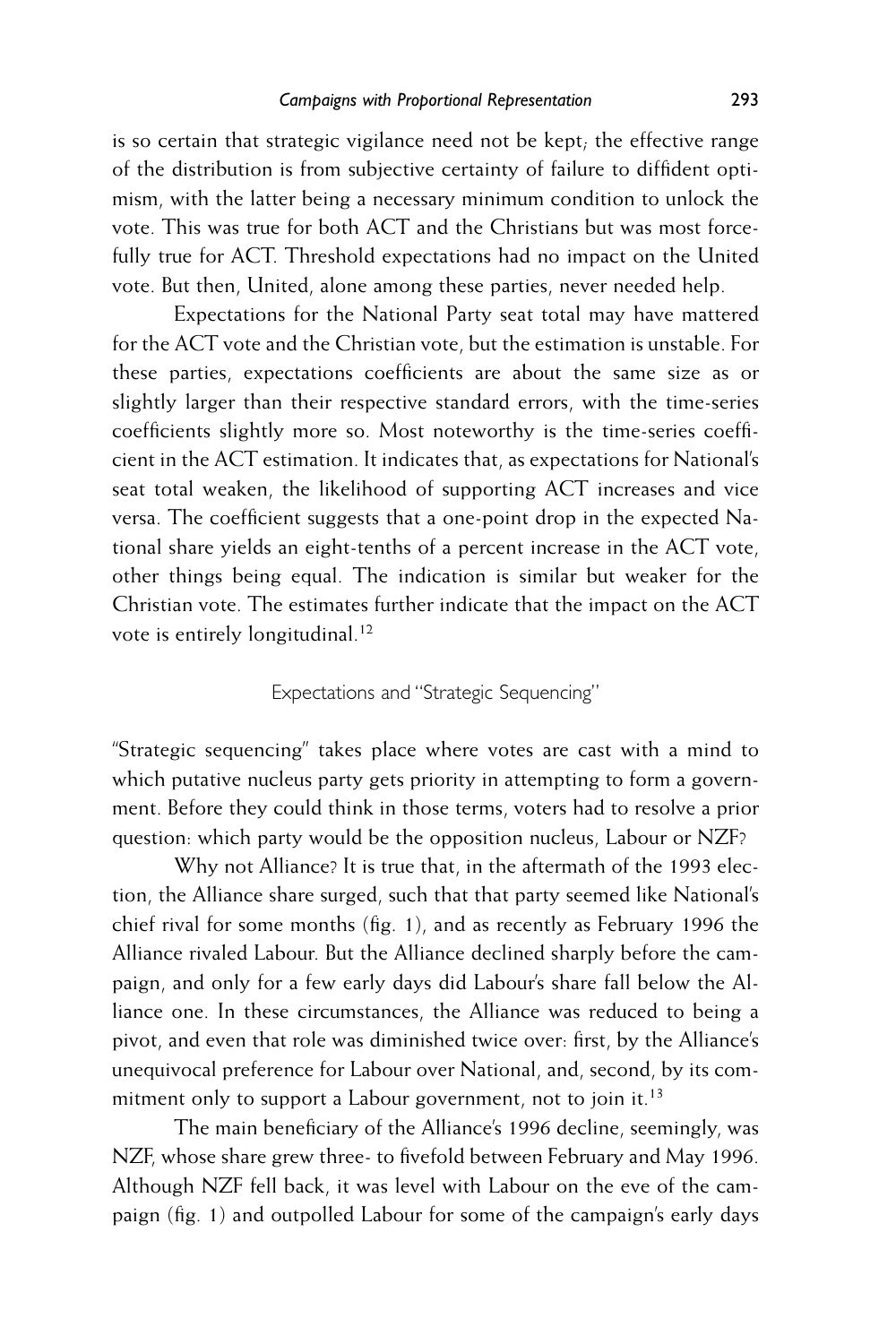is so certain that strategic vigilance need not be kept; the effective range of the distribution is from subjective certainty of failure to diffident optimism, with the latter being a necessary minimum condition to unlock the vote. This was true for both ACT and the Christians but was most forcefully true for ACT. Threshold expectations had no impact on the United vote. But then, United, alone among these parties, never needed help.

Expectations for the National Party seat total may have mattered for the ACT vote and the Christian vote, but the estimation is unstable. For these parties, expectations coefficients are about the same size as or slightly larger than their respective standard errors, with the time-series coefficients slightly more so. Most noteworthy is the time-series coefficient in the ACT estimation. It indicates that, as expectations for National's seat total weaken, the likelihood of supporting ACT increases and vice versa. The coefficient suggests that a one-point drop in the expected National share yields an eight-tenths of a percent increase in the ACT vote, other things being equal. The indication is similar but weaker for the Christian vote. The estimates further indicate that the impact on the ACT vote is entirely longitudinal.[12]

## Expectations and "Strategic Sequencing"

"Strategic sequencing" takes place where votes are cast with a mind to which putative nucleus party gets priority in attempting to form a government. Before they could think in those terms, voters had to resolve a prior question: which party would be the opposition nucleus, Labour or NZF?

Why not Alliance? It is true that, in the aftermath of the 1993 election, the Alliance share surged, such that that party seemed like National's chief rival for some months (fig. 1), and as recently as February 1996 the Alliance rivaled Labour. But the Alliance declined sharply before the campaign, and only for a few early days did Labour's share fall below the Alliance one. In these circumstances, the Alliance was reduced to being a pivot, and even that role was diminished twice over: first, by the Alliance's unequivocal preference for Labour over National, and, second, by its commitment only to support a Labour government, not to join it.[13]

The main beneficiary of the Alliance's 1996 decline, seemingly, was NZF, whose share grew three- to fivefold between February and May 1996. Although NZF fell back, it was level with Labour on the eve of the campaign (fig. 1) and outpolled Labour for some of the campaign's early days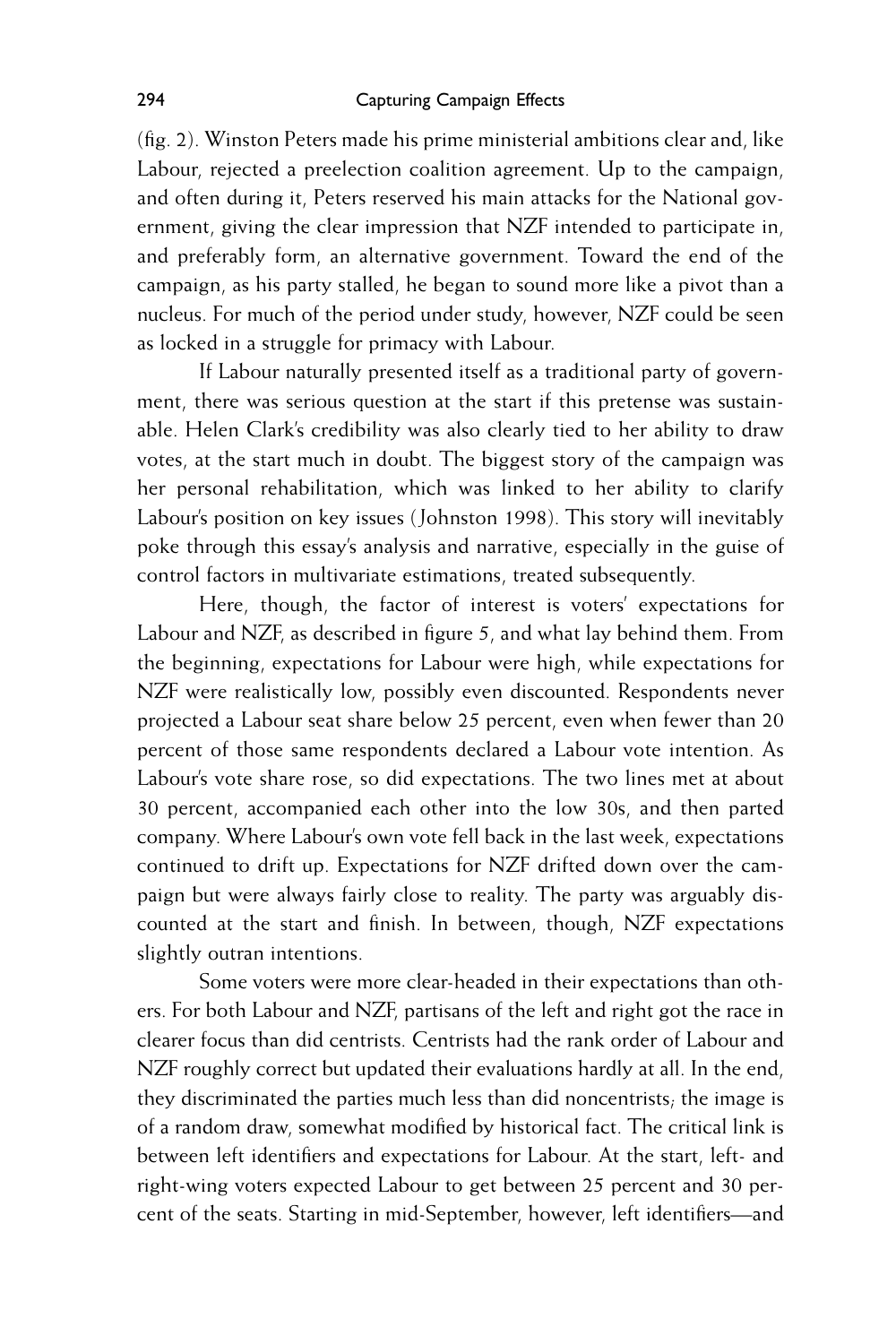(fig. 2). Winston Peters made his prime ministerial ambitions clear and, like Labour, rejected a preelection coalition agreement. Up to the campaign, and often during it, Peters reserved his main attacks for the National government, giving the clear impression that NZF intended to participate in, and preferably form, an alternative government. Toward the end of the campaign, as his party stalled, he began to sound more like a pivot than a nucleus. For much of the period under study, however, NZF could be seen as locked in a struggle for primacy with Labour.

If Labour naturally presented itself as a traditional party of government, there was serious question at the start if this pretense was sustainable. Helen Clark's credibility was also clearly tied to her ability to draw votes, at the start much in doubt. The biggest story of the campaign was her personal rehabilitation, which was linked to her ability to clarify Labour's position on key issues (Johnston 1998). This story will inevitably poke through this essay's analysis and narrative, especially in the guise of control factors in multivariate estimations, treated subsequently.

Here, though, the factor of interest is voters' expectations for Labour and NZF, as described in figure 5, and what lay behind them. From the beginning, expectations for Labour were high, while expectations for NZF were realistically low, possibly even discounted. Respondents never projected a Labour seat share below 25 percent, even when fewer than 20 percent of those same respondents declared a Labour vote intention. As Labour's vote share rose, so did expectations. The two lines met at about 30 percent, accompanied each other into the low 30s, and then parted company. Where Labour's own vote fell back in the last week, expectations continued to drift up. Expectations for NZF drifted down over the campaign but were always fairly close to reality. The party was arguably discounted at the start and finish. In between, though, NZF expectations slightly outran intentions.

Some voters were more clear-headed in their expectations than others. For both Labour and NZF, partisans of the left and right got the race in clearer focus than did centrists. Centrists had the rank order of Labour and NZF roughly correct but updated their evaluations hardly at all. In the end, they discriminated the parties much less than did noncentrists; the image is of a random draw, somewhat modified by historical fact. The critical link is between left identifiers and expectations for Labour. At the start, left- and right-wing voters expected Labour to get between 25 percent and 30 percent of the seats. Starting in mid-September, however, left identifiers—and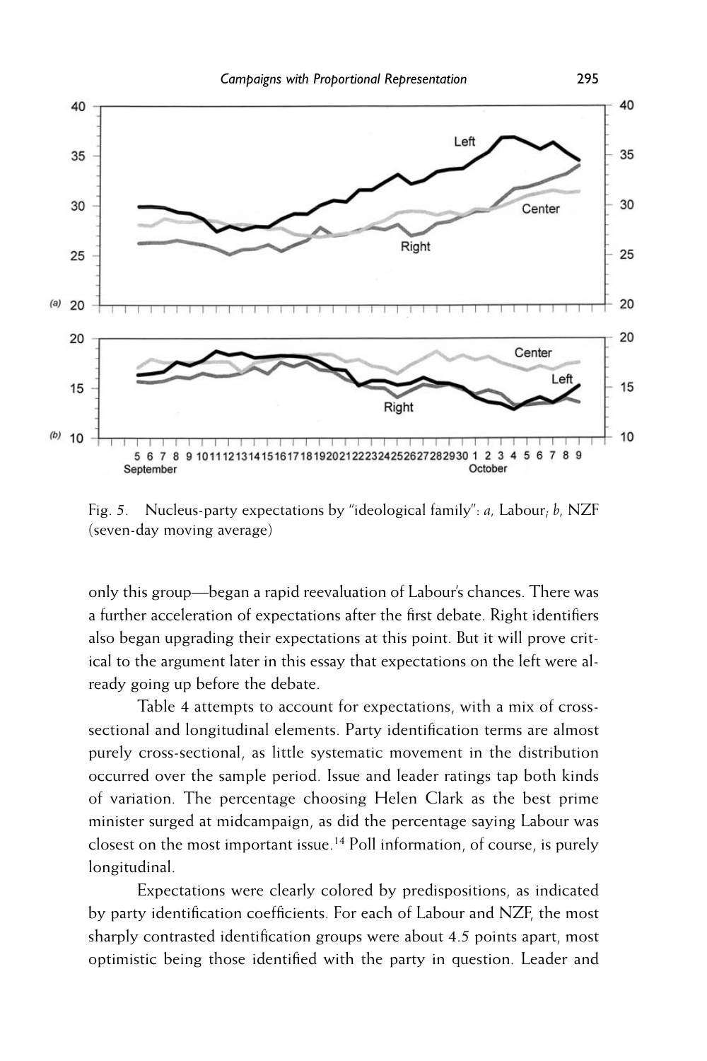Fig. 5. Nucleus-party expectations by "ideological family": *a,* Labour; *b,* NZF (seven-day moving average)

only this group—began a rapid reevaluation of Labour's chances. There was a further acceleration of expectations after the first debate. Right identifiers also began upgrading their expectations at this point. But it will prove critical to the argument later in this essay that expectations on the left were already going up before the debate.

Table 4 attempts to account for expectations, with a mix of cross-sectional and longitudinal elements. Party identification terms are almost purely cross-sectional, as little systematic movement in the distribution occurred over the sample period. Issue and leader ratings tap both kinds of variation. The percentage choosing Helen Clark as the best prime minister surged at midcampaign, as did the percentage saying Labour was closest on the most important issue.[14] Poll information, of course, is purely longitudinal.

Expectations were clearly colored by predispositions, as indicated by party identification coefficients. For each of Labour and NZF, the most sharply contrasted identification groups were about 4.5 points apart, most optimistic being those identified with the party in question. Leader and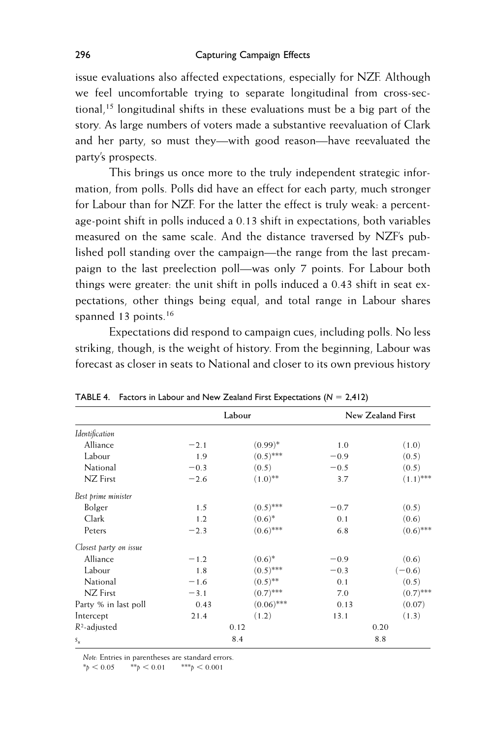issue evaluations also affected expectations, especially for NZF. Although we feel uncomfortable trying to separate longitudinal from cross-sectional,[15] longitudinal shifts in these evaluations must be a big part of the story. As large numbers of voters made a substantive reevaluation of Clark and her party, so must they—with good reason—have reevaluated the party's prospects.

This brings us once more to the truly independent strategic information, from polls. Polls did have an effect for each party, much stronger for Labour than for NZF. For the latter the effect is truly weak: a percentage-point shift in polls induced a 0.13 shift in expectations, both variables measured on the same scale. And the distance traversed by NZF's published poll standing over the campaign—the range from the last precampaign to the last preelection poll—was only 7 points. For Labour both things were greater: the unit shift in polls induced a 0.43 shift in seat expectations, other things being equal, and total range in Labour shares spanned 13 points.[16]

Expectations did respond to campaign cues, including polls. No less striking, though, is the weight of history. From the beginning, Labour was forecast as closer in seats to National and closer to its own previous history

**TABLE 4.** Factors in Labour and New Zealand First Expectations ($N = 2{,}412$)

| | Labour | | New Zealand First | |
|---|---|---|---|---|
| *Identification* | | | | |
| Alliance | −2.1 | (0.99)* | 1.0 | (1.0) |
| Labour | 1.9 | (0.5)*** | −0.9 | (0.5) |
| National | −0.3 | (0.5) | −0.5 | (0.5) |
| NZ First | −2.6 | (1.0)** | 3.7 | (1.1)*** |
| *Best prime minister* | | | | |
| Bolger | 1.5 | (0.5)*** | −0.7 | (0.5) |
| Clark | 1.2 | (0.6)* | 0.1 | (0.6) |
| Peters | −2.3 | (0.6)*** | 6.8 | (0.6)*** |
| *Closest party on issue* | | | | |
| Alliance | −1.2 | (0.6)* | −0.9 | (0.6) |
| Labour | 1.8 | (0.5)*** | −0.3 | (−0.6) |
| National | −1.6 | (0.5)** | 0.1 | (0.5) |
| NZ First | −3.1 | (0.7)*** | 7.0 | (0.7)*** |
| Party % in last poll | 0.43 | (0.06)*** | 0.13 | (0.07) |
| Intercept | 21.4 | (1.2) | 13.1 | (1.3) |
| $R^2$-adjusted | 0.12 | | 0.20 | |
| $s_u$ | 8.4 | | 8.8 | |

*Note:* Entries in parentheses are standard errors.
$^{*}p < 0.05$  $^{**}p < 0.01$  $^{***}p < 0.001$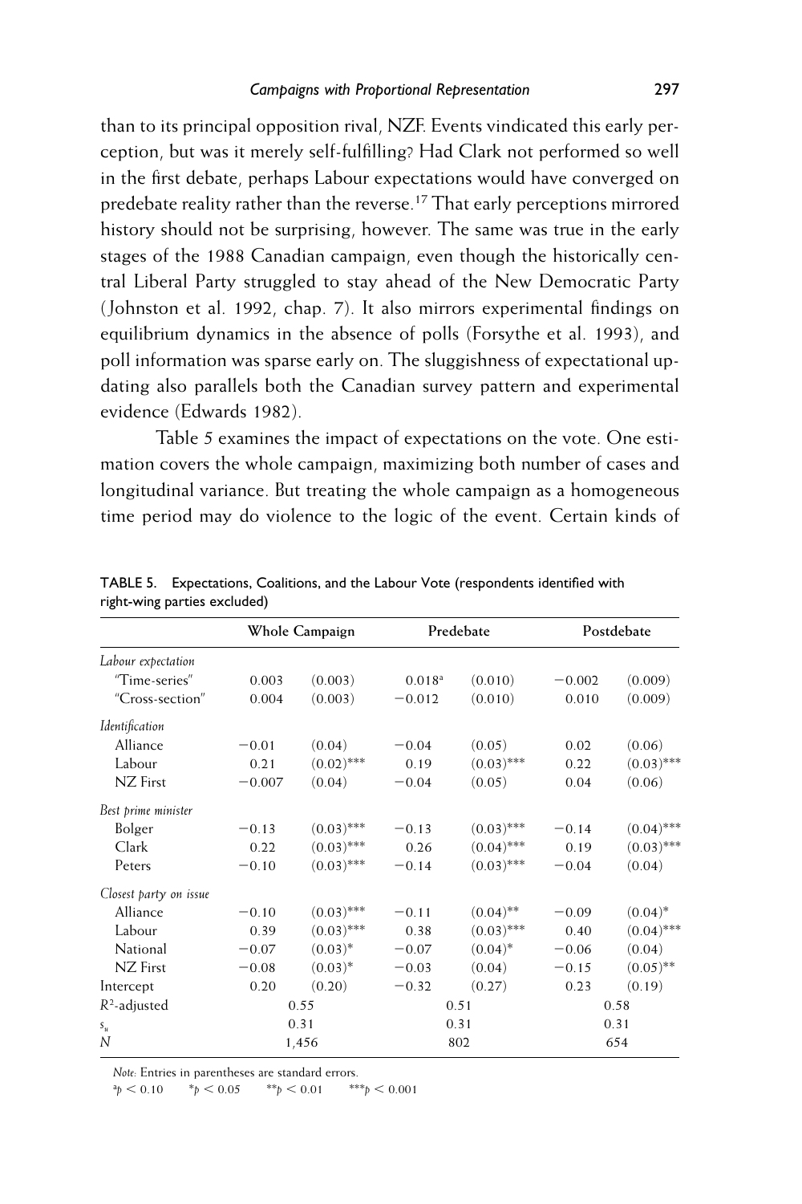than to its principal opposition rival, NZF. Events vindicated this early perception, but was it merely self-fulfilling? Had Clark not performed so well in the first debate, perhaps Labour expectations would have converged on predebate reality rather than the reverse.[17] That early perceptions mirrored history should not be surprising, however. The same was true in the early stages of the 1988 Canadian campaign, even though the historically central Liberal Party struggled to stay ahead of the New Democratic Party (Johnston et al. 1992, chap. 7). It also mirrors experimental findings on equilibrium dynamics in the absence of polls (Forsythe et al. 1993), and poll information was sparse early on. The sluggishness of expectational updating also parallels both the Canadian survey pattern and experimental evidence (Edwards 1982).

Table 5 examines the impact of expectations on the vote. One estimation covers the whole campaign, maximizing both number of cases and longitudinal variance. But treating the whole campaign as a homogeneous time period may do violence to the logic of the event. Certain kinds of

TABLE 5. Expectations, Coalitions, and the Labour Vote (respondents identified with right-wing parties excluded)

| | Whole Campaign | | Predebate | | Postdebate | |
|---|---|---|---|---|---|---|
| *Labour expectation* | | | | | | |
| "Time-series" | 0.003 | (0.003) | 0.018[a] | (0.010) | −0.002 | (0.009) |
| "Cross-section" | 0.004 | (0.003) | −0.012 | (0.010) | 0.010 | (0.009) |
| *Identification* | | | | | | |
| Alliance | −0.01 | (0.04) | −0.04 | (0.05) | 0.02 | (0.06) |
| Labour | 0.21 | (0.02)*** | 0.19 | (0.03)*** | 0.22 | (0.03)*** |
| NZ First | −0.007 | (0.04) | −0.04 | (0.05) | 0.04 | (0.06) |
| *Best prime minister* | | | | | | |
| Bolger | −0.13 | (0.03)*** | −0.13 | (0.03)*** | −0.14 | (0.04)*** |
| Clark | 0.22 | (0.03)*** | 0.26 | (0.04)*** | 0.19 | (0.03)*** |
| Peters | −0.10 | (0.03)*** | −0.14 | (0.03)*** | −0.04 | (0.04) |
| *Closest party on issue* | | | | | | |
| Alliance | −0.10 | (0.03)*** | −0.11 | (0.04)** | −0.09 | (0.04)* |
| Labour | 0.39 | (0.03)*** | 0.38 | (0.03)*** | 0.40 | (0.04)*** |
| National | −0.07 | (0.03)* | −0.07 | (0.04)* | −0.06 | (0.04) |
| NZ First | −0.08 | (0.03)* | −0.03 | (0.04) | −0.15 | (0.05)** |
| Intercept | 0.20 | (0.20) | −0.32 | (0.27) | 0.23 | (0.19) |
| $R^2$-adjusted | 0.55 | | 0.51 | | 0.58 | |
| $s_u$ | 0.31 | | 0.31 | | 0.31 | |
| $N$ | 1,456 | | 802 | | 654 | |

*Note:* Entries in parentheses are standard errors.

[a] $p < 0.10$ &nbsp;&nbsp; * $p < 0.05$ &nbsp;&nbsp; ** $p < 0.01$ &nbsp;&nbsp; *** $p < 0.001$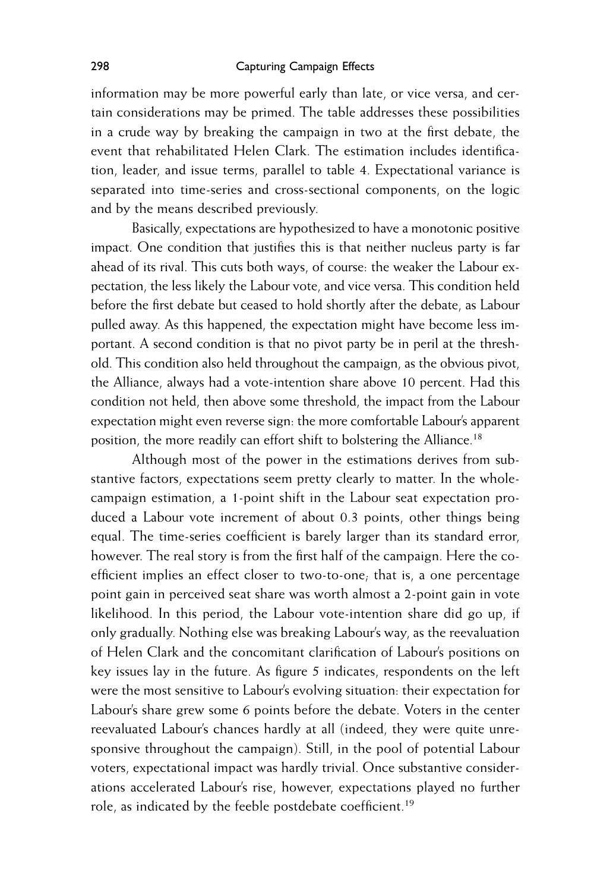information may be more powerful early than late, or vice versa, and certain considerations may be primed. The table addresses these possibilities in a crude way by breaking the campaign in two at the first debate, the event that rehabilitated Helen Clark. The estimation includes identification, leader, and issue terms, parallel to table 4. Expectational variance is separated into time-series and cross-sectional components, on the logic and by the means described previously.

Basically, expectations are hypothesized to have a monotonic positive impact. One condition that justifies this is that neither nucleus party is far ahead of its rival. This cuts both ways, of course: the weaker the Labour expectation, the less likely the Labour vote, and vice versa. This condition held before the first debate but ceased to hold shortly after the debate, as Labour pulled away. As this happened, the expectation might have become less important. A second condition is that no pivot party be in peril at the threshold. This condition also held throughout the campaign, as the obvious pivot, the Alliance, always had a vote-intention share above 10 percent. Had this condition not held, then above some threshold, the impact from the Labour expectation might even reverse sign: the more comfortable Labour's apparent position, the more readily can effort shift to bolstering the Alliance.[18]

Although most of the power in the estimations derives from substantive factors, expectations seem pretty clearly to matter. In the whole-campaign estimation, a 1-point shift in the Labour seat expectation produced a Labour vote increment of about 0.3 points, other things being equal. The time-series coefficient is barely larger than its standard error, however. The real story is from the first half of the campaign. Here the coefficient implies an effect closer to two-to-one; that is, a one percentage point gain in perceived seat share was worth almost a 2-point gain in vote likelihood. In this period, the Labour vote-intention share did go up, if only gradually. Nothing else was breaking Labour's way, as the reevaluation of Helen Clark and the concomitant clarification of Labour's positions on key issues lay in the future. As figure 5 indicates, respondents on the left were the most sensitive to Labour's evolving situation: their expectation for Labour's share grew some 6 points before the debate. Voters in the center reevaluated Labour's chances hardly at all (indeed, they were quite unresponsive throughout the campaign). Still, in the pool of potential Labour voters, expectational impact was hardly trivial. Once substantive considerations accelerated Labour's rise, however, expectations played no further role, as indicated by the feeble postdebate coefficient.[19]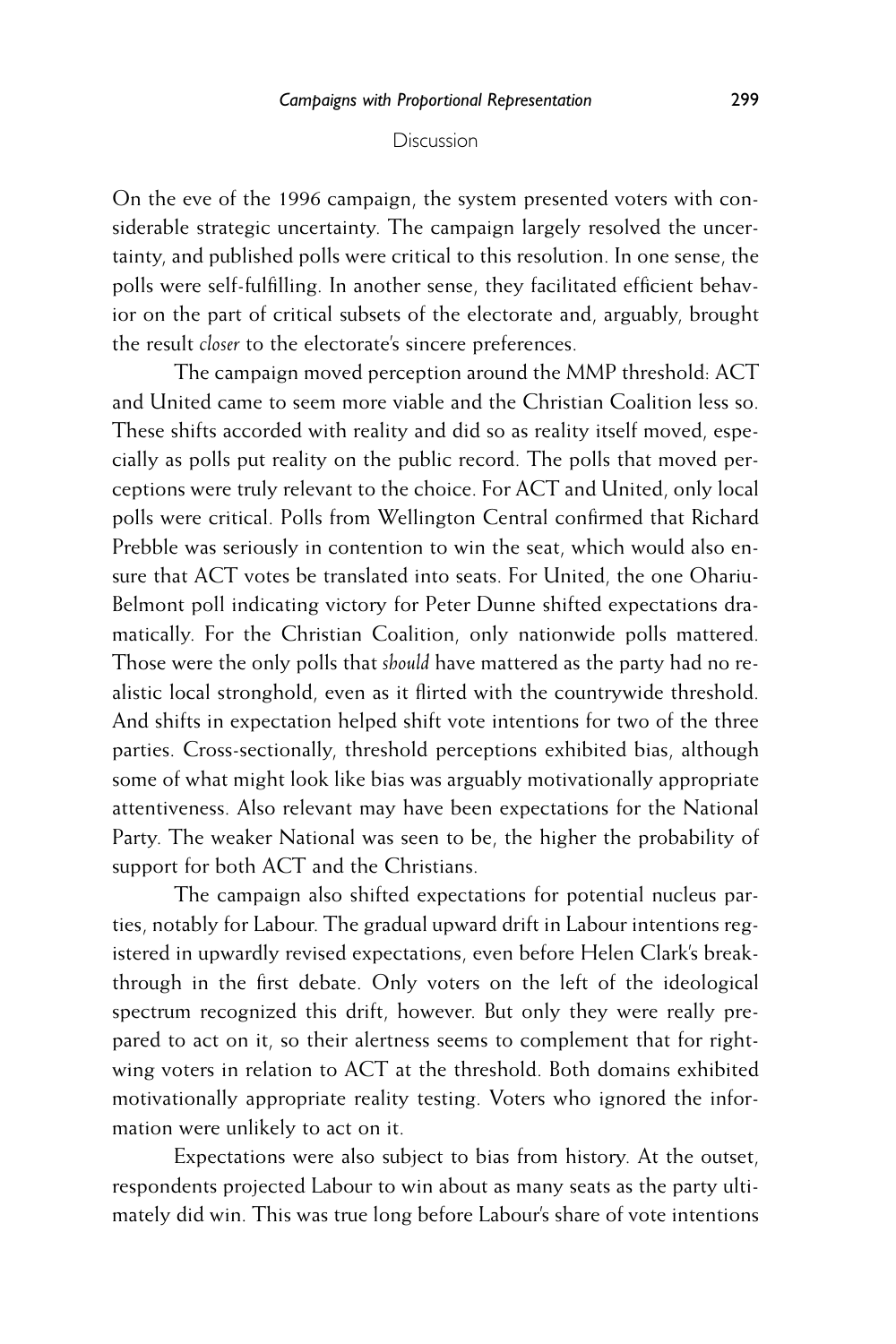## Discussion

On the eve of the 1996 campaign, the system presented voters with considerable strategic uncertainty. The campaign largely resolved the uncertainty, and published polls were critical to this resolution. In one sense, the polls were self-fulfilling. In another sense, they facilitated efficient behavior on the part of critical subsets of the electorate and, arguably, brought the result *closer* to the electorate's sincere preferences.

The campaign moved perception around the MMP threshold: ACT and United came to seem more viable and the Christian Coalition less so. These shifts accorded with reality and did so as reality itself moved, especially as polls put reality on the public record. The polls that moved perceptions were truly relevant to the choice. For ACT and United, only local polls were critical. Polls from Wellington Central confirmed that Richard Prebble was seriously in contention to win the seat, which would also ensure that ACT votes be translated into seats. For United, the one Ohariu-Belmont poll indicating victory for Peter Dunne shifted expectations dramatically. For the Christian Coalition, only nationwide polls mattered. Those were the only polls that *should* have mattered as the party had no realistic local stronghold, even as it flirted with the countrywide threshold. And shifts in expectation helped shift vote intentions for two of the three parties. Cross-sectionally, threshold perceptions exhibited bias, although some of what might look like bias was arguably motivationally appropriate attentiveness. Also relevant may have been expectations for the National Party. The weaker National was seen to be, the higher the probability of support for both ACT and the Christians.

The campaign also shifted expectations for potential nucleus parties, notably for Labour. The gradual upward drift in Labour intentions registered in upwardly revised expectations, even before Helen Clark's breakthrough in the first debate. Only voters on the left of the ideological spectrum recognized this drift, however. But only they were really prepared to act on it, so their alertness seems to complement that for right-wing voters in relation to ACT at the threshold. Both domains exhibited motivationally appropriate reality testing. Voters who ignored the information were unlikely to act on it.

Expectations were also subject to bias from history. At the outset, respondents projected Labour to win about as many seats as the party ultimately did win. This was true long before Labour's share of vote intentions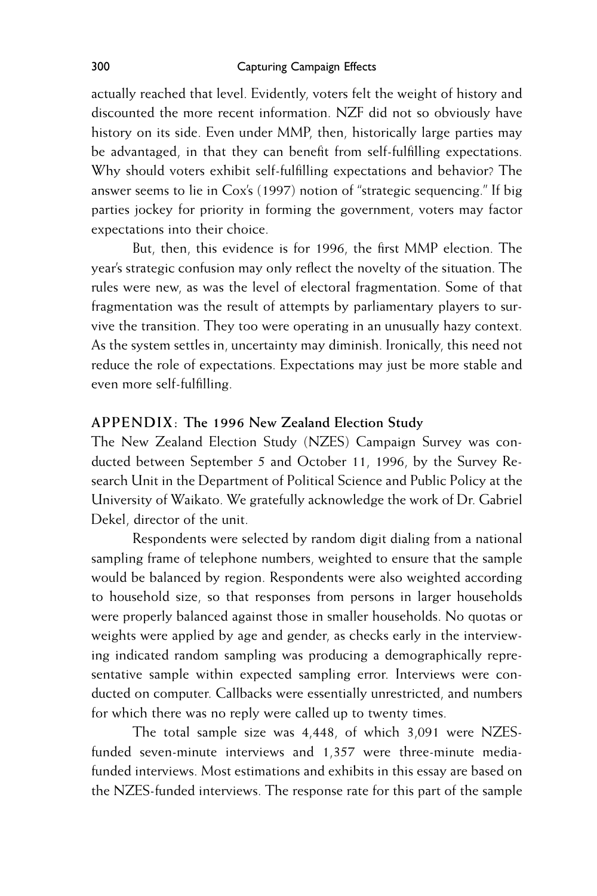actually reached that level. Evidently, voters felt the weight of history and discounted the more recent information. NZF did not so obviously have history on its side. Even under MMP, then, historically large parties may be advantaged, in that they can benefit from self-fulfilling expectations. Why should voters exhibit self-fulfilling expectations and behavior? The answer seems to lie in Cox's (1997) notion of "strategic sequencing." If big parties jockey for priority in forming the government, voters may factor expectations into their choice.

But, then, this evidence is for 1996, the first MMP election. The year's strategic confusion may only reflect the novelty of the situation. The rules were new, as was the level of electoral fragmentation. Some of that fragmentation was the result of attempts by parliamentary players to survive the transition. They too were operating in an unusually hazy context. As the system settles in, uncertainty may diminish. Ironically, this need not reduce the role of expectations. Expectations may just be more stable and even more self-fulfilling.

## APPENDIX: The 1996 New Zealand Election Study

The New Zealand Election Study (NZES) Campaign Survey was conducted between September 5 and October 11, 1996, by the Survey Research Unit in the Department of Political Science and Public Policy at the University of Waikato. We gratefully acknowledge the work of Dr. Gabriel Dekel, director of the unit.

Respondents were selected by random digit dialing from a national sampling frame of telephone numbers, weighted to ensure that the sample would be balanced by region. Respondents were also weighted according to household size, so that responses from persons in larger households were properly balanced against those in smaller households. No quotas or weights were applied by age and gender, as checks early in the interviewing indicated random sampling was producing a demographically representative sample within expected sampling error. Interviews were conducted on computer. Callbacks were essentially unrestricted, and numbers for which there was no reply were called up to twenty times.

The total sample size was 4,448, of which 3,091 were NZES-funded seven-minute interviews and 1,357 were three-minute media-funded interviews. Most estimations and exhibits in this essay are based on the NZES-funded interviews. The response rate for this part of the sample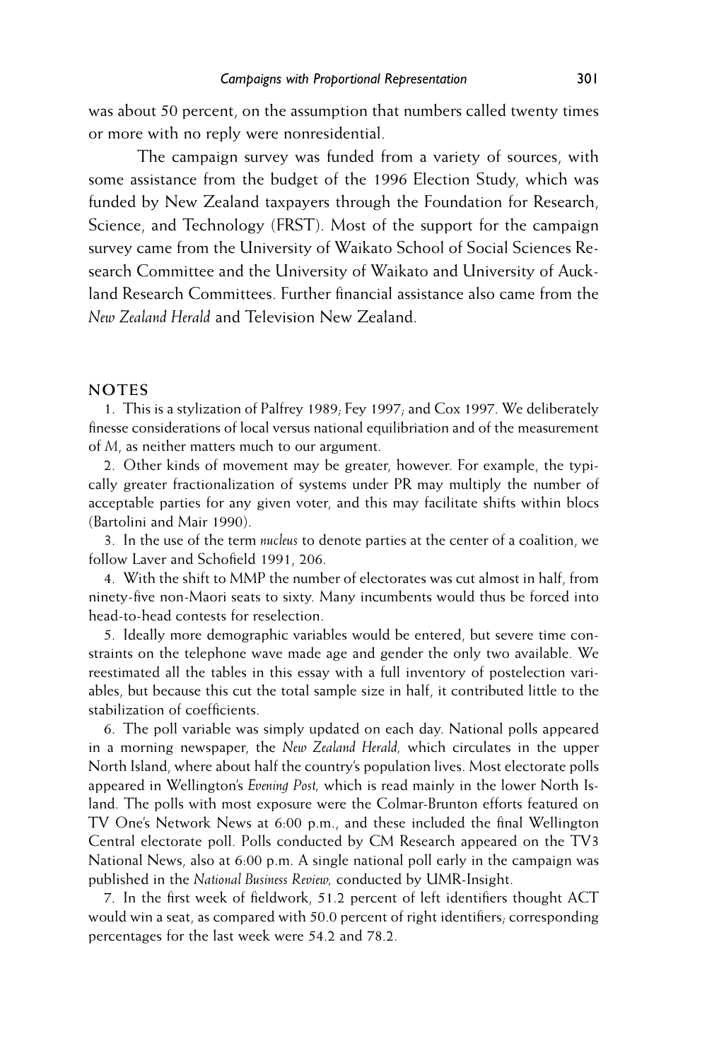was about 50 percent, on the assumption that numbers called twenty times or more with no reply were nonresidential.

The campaign survey was funded from a variety of sources, with some assistance from the budget of the 1996 Election Study, which was funded by New Zealand taxpayers through the Foundation for Research, Science, and Technology (FRST). Most of the support for the campaign survey came from the University of Waikato School of Social Sciences Research Committee and the University of Waikato and University of Auckland Research Committees. Further financial assistance also came from the *New Zealand Herald* and Television New Zealand.

## NOTES

1. This is a stylization of Palfrey 1989; Fey 1997; and Cox 1997. We deliberately finesse considerations of local versus national equilibriation and of the measurement of $M$, as neither matters much to our argument.

2. Other kinds of movement may be greater, however. For example, the typically greater fractionalization of systems under PR may multiply the number of acceptable parties for any given voter, and this may facilitate shifts within blocs (Bartolini and Mair 1990).

3. In the use of the term *nucleus* to denote parties at the center of a coalition, we follow Laver and Schofield 1991, 206.

4. With the shift to MMP the number of electorates was cut almost in half, from ninety-five non-Maori seats to sixty. Many incumbents would thus be forced into head-to-head contests for reselection.

5. Ideally more demographic variables would be entered, but severe time constraints on the telephone wave made age and gender the only two available. We reestimated all the tables in this essay with a full inventory of postelection variables, but because this cut the total sample size in half, it contributed little to the stabilization of coefficients.

6. The poll variable was simply updated on each day. National polls appeared in a morning newspaper, the *New Zealand Herald,* which circulates in the upper North Island, where about half the country's population lives. Most electorate polls appeared in Wellington's *Evening Post,* which is read mainly in the lower North Island. The polls with most exposure were the Colmar-Brunton efforts featured on TV One's Network News at 6:00 p.m., and these included the final Wellington Central electorate poll. Polls conducted by CM Research appeared on the TV3 National News, also at 6:00 p.m. A single national poll early in the campaign was published in the *National Business Review,* conducted by UMR-Insight.

7. In the first week of fieldwork, 51.2 percent of left identifiers thought ACT would win a seat, as compared with 50.0 percent of right identifiers; corresponding percentages for the last week were 54.2 and 78.2.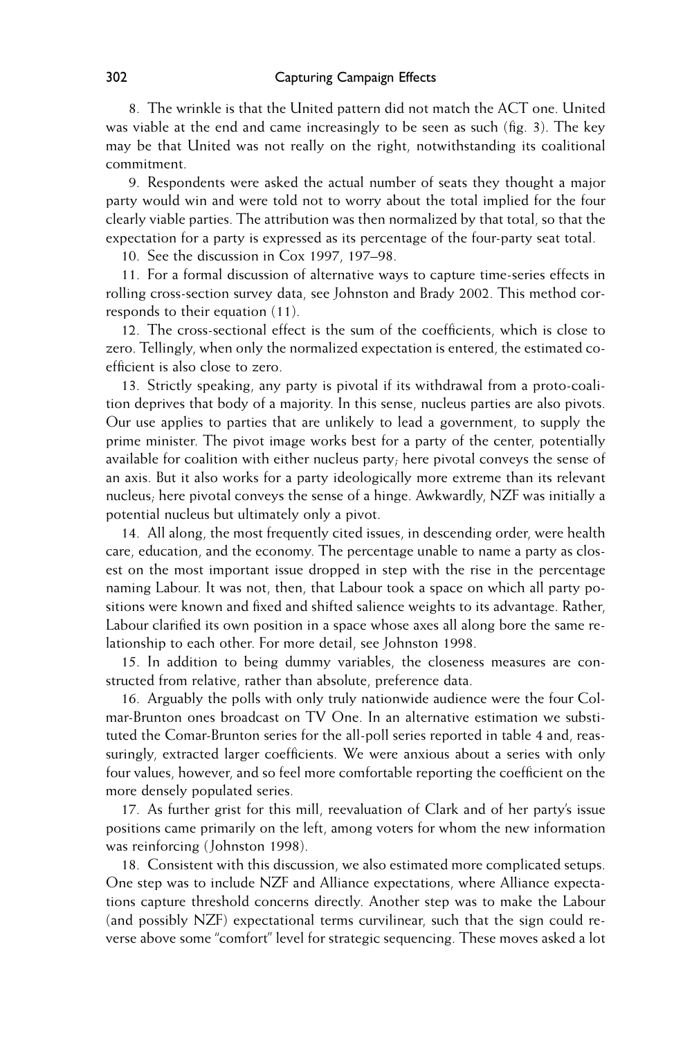8. The wrinkle is that the United pattern did not match the ACT one. United was viable at the end and came increasingly to be seen as such (fig. 3). The key may be that United was not really on the right, notwithstanding its coalitional commitment.

9. Respondents were asked the actual number of seats they thought a major party would win and were told not to worry about the total implied for the four clearly viable parties. The attribution was then normalized by that total, so that the expectation for a party is expressed as its percentage of the four-party seat total.

10. See the discussion in Cox 1997, 197–98.

11. For a formal discussion of alternative ways to capture time-series effects in rolling cross-section survey data, see Johnston and Brady 2002. This method corresponds to their equation (11).

12. The cross-sectional effect is the sum of the coefficients, which is close to zero. Tellingly, when only the normalized expectation is entered, the estimated coefficient is also close to zero.

13. Strictly speaking, any party is pivotal if its withdrawal from a proto-coalition deprives that body of a majority. In this sense, nucleus parties are also pivots. Our use applies to parties that are unlikely to lead a government, to supply the prime minister. The pivot image works best for a party of the center, potentially available for coalition with either nucleus party; here pivotal conveys the sense of an axis. But it also works for a party ideologically more extreme than its relevant nucleus; here pivotal conveys the sense of a hinge. Awkwardly, NZF was initially a potential nucleus but ultimately only a pivot.

14. All along, the most frequently cited issues, in descending order, were health care, education, and the economy. The percentage unable to name a party as closest on the most important issue dropped in step with the rise in the percentage naming Labour. It was not, then, that Labour took a space on which all party positions were known and fixed and shifted salience weights to its advantage. Rather, Labour clarified its own position in a space whose axes all along bore the same relationship to each other. For more detail, see Johnston 1998.

15. In addition to being dummy variables, the closeness measures are constructed from relative, rather than absolute, preference data.

16. Arguably the polls with only truly nationwide audience were the four Colmar-Brunton ones broadcast on TV One. In an alternative estimation we substituted the Comar-Brunton series for the all-poll series reported in table 4 and, reassuringly, extracted larger coefficients. We were anxious about a series with only four values, however, and so feel more comfortable reporting the coefficient on the more densely populated series.

17. As further grist for this mill, reevaluation of Clark and of her party's issue positions came primarily on the left, among voters for whom the new information was reinforcing (Johnston 1998).

18. Consistent with this discussion, we also estimated more complicated setups. One step was to include NZF and Alliance expectations, where Alliance expectations capture threshold concerns directly. Another step was to make the Labour (and possibly NZF) expectational terms curvilinear, such that the sign could reverse above some "comfort" level for strategic sequencing. These moves asked a lot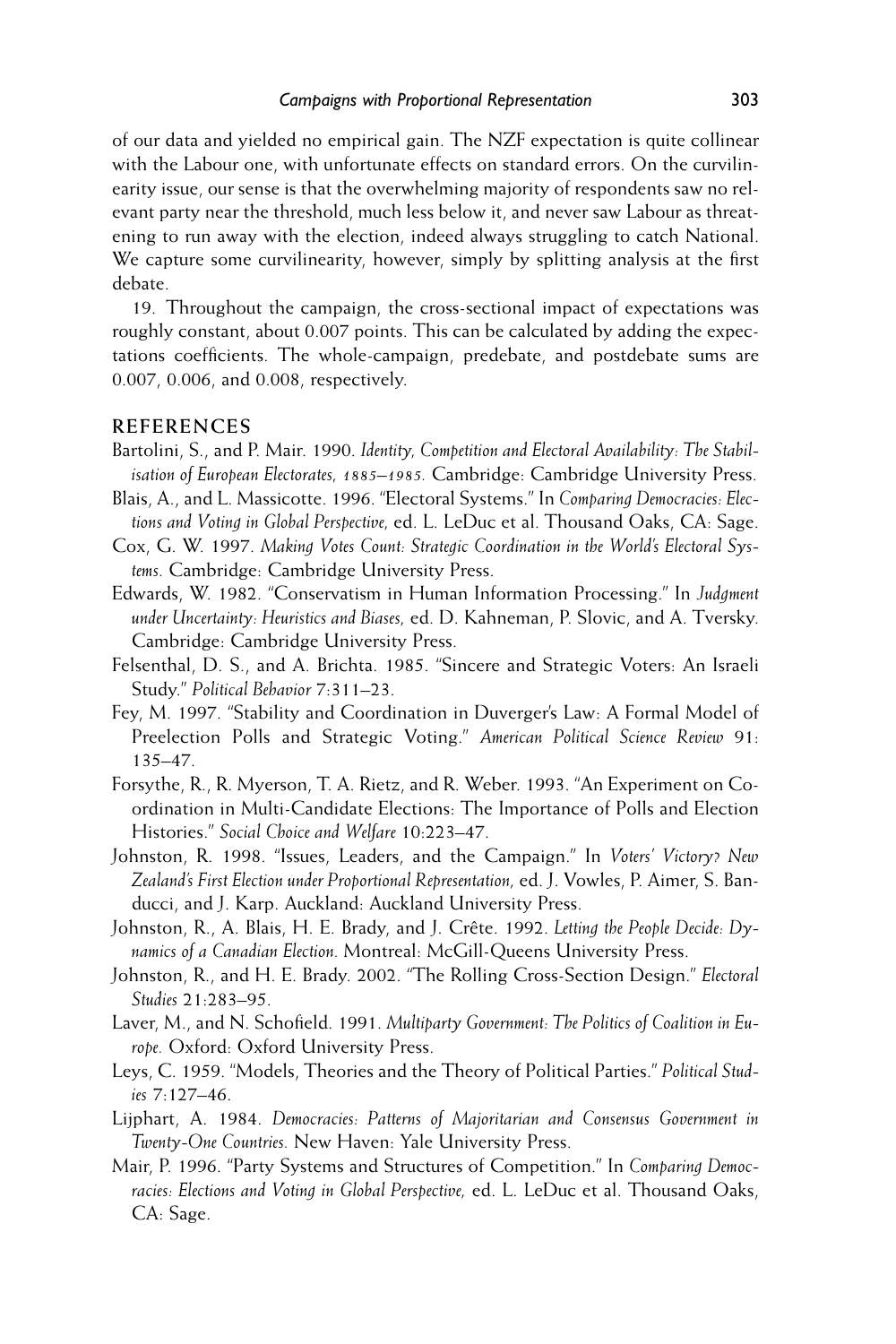of our data and yielded no empirical gain. The NZF expectation is quite collinear with the Labour one, with unfortunate effects on standard errors. On the curvilinearity issue, our sense is that the overwhelming majority of respondents saw no relevant party near the threshold, much less below it, and never saw Labour as threatening to run away with the election, indeed always struggling to catch National. We capture some curvilinearity, however, simply by splitting analysis at the first debate.

19. Throughout the campaign, the cross-sectional impact of expectations was roughly constant, about 0.007 points. This can be calculated by adding the expectations coefficients. The whole-campaign, predebate, and postdebate sums are 0.007, 0.006, and 0.008, respectively.

## REFERENCES

Bartolini, S., and P. Mair. 1990. *Identity, Competition and Electoral Availability: The Stabilisation of European Electorates, 1885–1985.* Cambridge: Cambridge University Press.

Blais, A., and L. Massicotte. 1996. "Electoral Systems." In *Comparing Democracies: Elections and Voting in Global Perspective,* ed. L. LeDuc et al. Thousand Oaks, CA: Sage.

Cox, G. W. 1997. *Making Votes Count: Strategic Coordination in the World's Electoral Systems.* Cambridge: Cambridge University Press.

Edwards, W. 1982. "Conservatism in Human Information Processing." In *Judgment under Uncertainty: Heuristics and Biases,* ed. D. Kahneman, P. Slovic, and A. Tversky. Cambridge: Cambridge University Press.

Felsenthal, D. S., and A. Brichta. 1985. "Sincere and Strategic Voters: An Israeli Study." *Political Behavior* 7:311–23.

Fey, M. 1997. "Stability and Coordination in Duverger's Law: A Formal Model of Preelection Polls and Strategic Voting." *American Political Science Review* 91: 135–47.

Forsythe, R., R. Myerson, T. A. Rietz, and R. Weber. 1993. "An Experiment on Coordination in Multi-Candidate Elections: The Importance of Polls and Election Histories." *Social Choice and Welfare* 10:223–47.

Johnston, R. 1998. "Issues, Leaders, and the Campaign." In *Voters' Victory? New Zealand's First Election under Proportional Representation,* ed. J. Vowles, P. Aimer, S. Banducci, and J. Karp. Auckland: Auckland University Press.

Johnston, R., A. Blais, H. E. Brady, and J. Crête. 1992. *Letting the People Decide: Dynamics of a Canadian Election.* Montreal: McGill-Queens University Press.

Johnston, R., and H. E. Brady. 2002. "The Rolling Cross-Section Design." *Electoral Studies* 21:283–95.

Laver, M., and N. Schofield. 1991. *Multiparty Government: The Politics of Coalition in Europe.* Oxford: Oxford University Press.

Leys, C. 1959. "Models, Theories and the Theory of Political Parties." *Political Studies* 7:127–46.

Lijphart, A. 1984. *Democracies: Patterns of Majoritarian and Consensus Government in Twenty-One Countries.* New Haven: Yale University Press.

Mair, P. 1996. "Party Systems and Structures of Competition." In *Comparing Democracies: Elections and Voting in Global Perspective,* ed. L. LeDuc et al. Thousand Oaks, CA: Sage.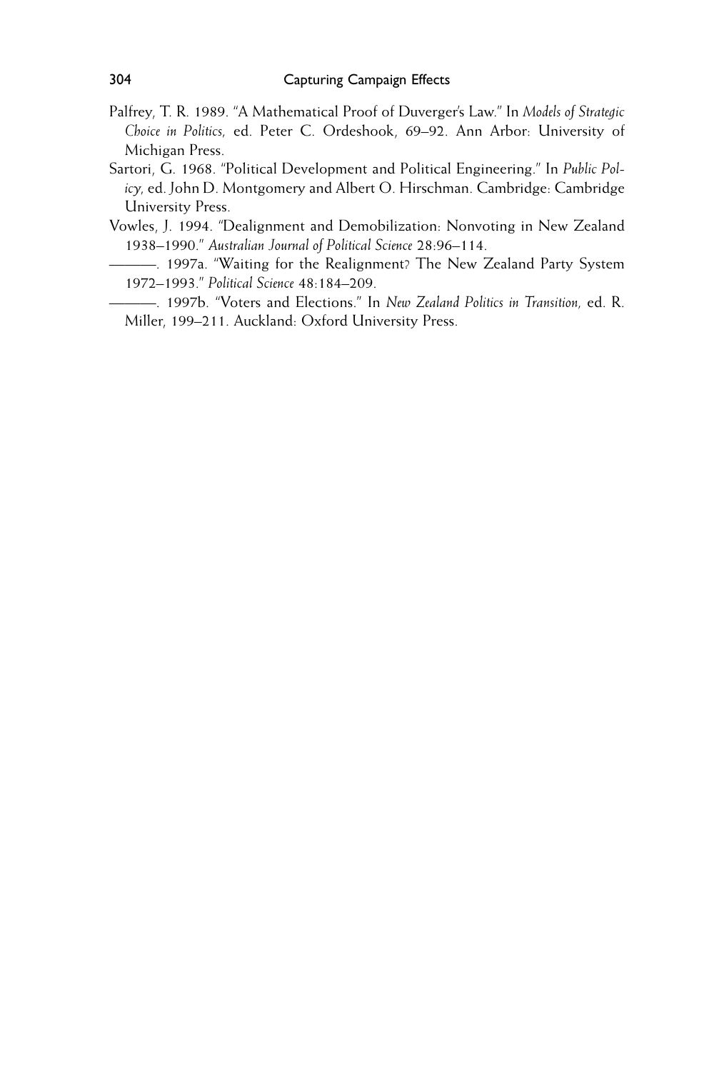Palfrey, T. R. 1989. "A Mathematical Proof of Duverger's Law." In *Models of Strategic Choice in Politics,* ed. Peter C. Ordeshook, 69–92. Ann Arbor: University of Michigan Press.

Sartori, G. 1968. "Political Development and Political Engineering." In *Public Policy*, ed. John D. Montgomery and Albert O. Hirschman. Cambridge: Cambridge University Press.

Vowles, J. 1994. "Dealignment and Demobilization: Nonvoting in New Zealand 1938–1990." *Australian Journal of Political Science* 28:96–114.

———. 1997a. "Waiting for the Realignment? The New Zealand Party System 1972–1993." *Political Science* 48:184–209.

———. 1997b. "Voters and Elections." In *New Zealand Politics in Transition,* ed. R. Miller, 199–211. Auckland: Oxford University Press.